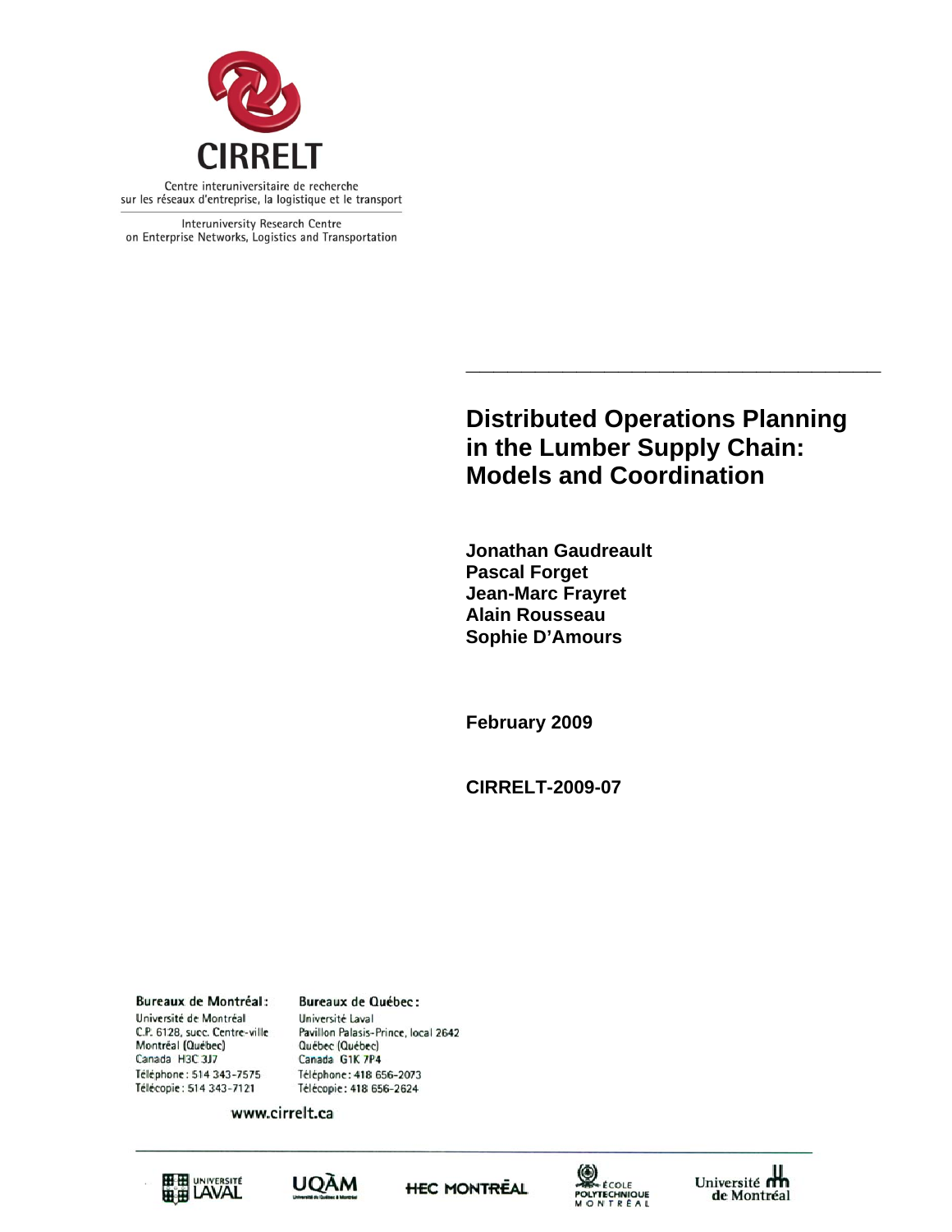CIRRELT

Centre interuniversitaire de recherche sur les réseaux d'entreprise, la logistique et le transport

Interuniversity Research Centre on Enterprise Networks, Logistics and Transportation

# Distributed Operations Planning in the Lumber Supply Chain: Models and Coordination

**Jonathan Gaudreault**
**Pascal Forget**
**Jean-Marc Frayret**
**Alain Rousseau**
**Sophie D'Amours**

**February 2009**

**CIRRELT-2009-07**

**Bureaux de Montréal:**
Université de Montréal
C.P. 6128, succ. Centre-ville
Montréal (Québec)
Canada H3C 3J7
Téléphone: 514 343-7575
Télécopie: 514 343-7121

**Bureaux de Québec:**
Université Laval
Pavillon Palasis-Prince, local 2642
Québec (Québec)
Canada G1K 7P4
Téléphone: 418 656-2073
Télécopie: 418 656-2624

www.cirrelt.ca

Université Laval | UQÀM | HEC Montréal | École Polytechnique Montréal | Université de Montréal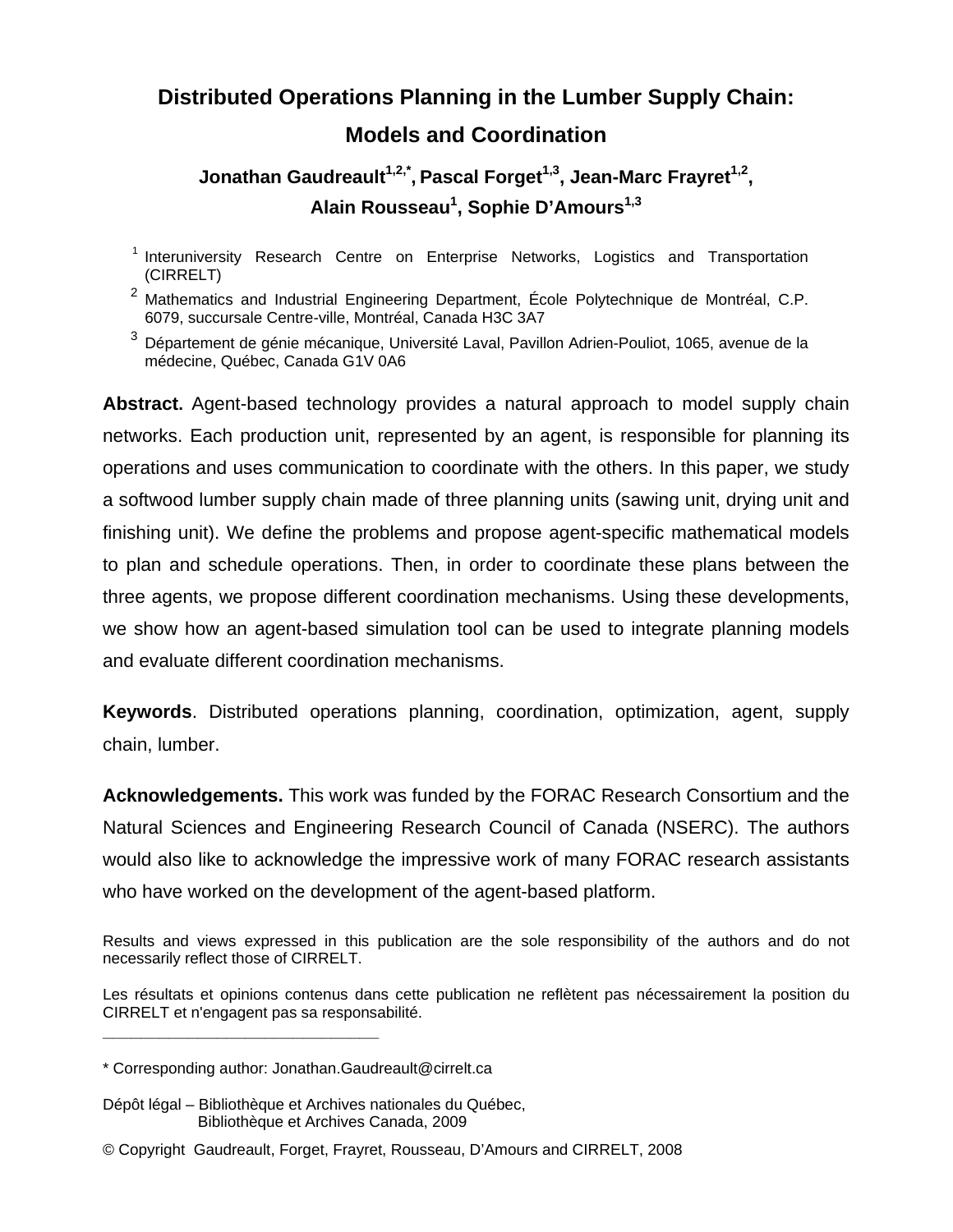# Distributed Operations Planning in the Lumber Supply Chain: Models and Coordination

**Jonathan Gaudreault[1,2,*], Pascal Forget[1,3], Jean-Marc Frayret[1,2], Alain Rousseau[1], Sophie D'Amours[1,3]**

[1] Interuniversity Research Centre on Enterprise Networks, Logistics and Transportation (CIRRELT)

[2] Mathematics and Industrial Engineering Department, École Polytechnique de Montréal, C.P. 6079, succursale Centre-ville, Montréal, Canada H3C 3A7

[3] Département de génie mécanique, Université Laval, Pavillon Adrien-Pouliot, 1065, avenue de la médecine, Québec, Canada G1V 0A6

**Abstract.** Agent-based technology provides a natural approach to model supply chain networks. Each production unit, represented by an agent, is responsible for planning its operations and uses communication to coordinate with the others. In this paper, we study a softwood lumber supply chain made of three planning units (sawing unit, drying unit and finishing unit). We define the problems and propose agent-specific mathematical models to plan and schedule operations. Then, in order to coordinate these plans between the three agents, we propose different coordination mechanisms. Using these developments, we show how an agent-based simulation tool can be used to integrate planning models and evaluate different coordination mechanisms.

**Keywords**. Distributed operations planning, coordination, optimization, agent, supply chain, lumber.

**Acknowledgements.** This work was funded by the FORAC Research Consortium and the Natural Sciences and Engineering Research Council of Canada (NSERC). The authors would also like to acknowledge the impressive work of many FORAC research assistants who have worked on the development of the agent-based platform.

Results and views expressed in this publication are the sole responsibility of the authors and do not necessarily reflect those of CIRRELT.

Les résultats et opinions contenus dans cette publication ne reflètent pas nécessairement la position du CIRRELT et n'engagent pas sa responsabilité.

---

\* Corresponding author: Jonathan.Gaudreault@cirrelt.ca

Dépôt légal – Bibliothèque et Archives nationales du Québec,
Bibliothèque et Archives Canada, 2009

© Copyright Gaudreault, Forget, Frayret, Rousseau, D'Amours and CIRRELT, 2008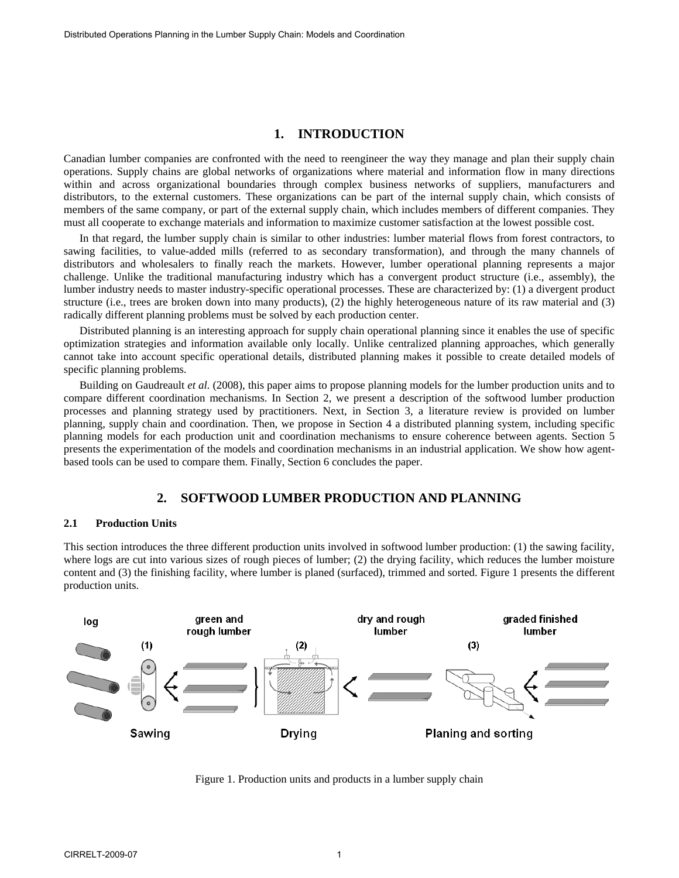# 1. INTRODUCTION

Canadian lumber companies are confronted with the need to reengineer the way they manage and plan their supply chain operations. Supply chains are global networks of organizations where material and information flow in many directions within and across organizational boundaries through complex business networks of suppliers, manufacturers and distributors, to the external customers. These organizations can be part of the internal supply chain, which consists of members of the same company, or part of the external supply chain, which includes members of different companies. They must all cooperate to exchange materials and information to maximize customer satisfaction at the lowest possible cost.

In that regard, the lumber supply chain is similar to other industries: lumber material flows from forest contractors, to sawing facilities, to value-added mills (referred to as secondary transformation), and through the many channels of distributors and wholesalers to finally reach the markets. However, lumber operational planning represents a major challenge. Unlike the traditional manufacturing industry which has a convergent product structure (i.e., assembly), the lumber industry needs to master industry-specific operational processes. These are characterized by: (1) a divergent product structure (i.e., trees are broken down into many products), (2) the highly heterogeneous nature of its raw material and (3) radically different planning problems must be solved by each production center.

Distributed planning is an interesting approach for supply chain operational planning since it enables the use of specific optimization strategies and information available only locally. Unlike centralized planning approaches, which generally cannot take into account specific operational details, distributed planning makes it possible to create detailed models of specific planning problems.

Building on Gaudreault *et al.* (2008), this paper aims to propose planning models for the lumber production units and to compare different coordination mechanisms. In Section 2, we present a description of the softwood lumber production processes and planning strategy used by practitioners. Next, in Section 3, a literature review is provided on lumber planning, supply chain and coordination. Then, we propose in Section 4 a distributed planning system, including specific planning models for each production unit and coordination mechanisms to ensure coherence between agents. Section 5 presents the experimentation of the models and coordination mechanisms in an industrial application. We show how agent-based tools can be used to compare them. Finally, Section 6 concludes the paper.

# 2. SOFTWOOD LUMBER PRODUCTION AND PLANNING

## 2.1 Production Units

This section introduces the three different production units involved in softwood lumber production: (1) the sawing facility, where logs are cut into various sizes of rough pieces of lumber; (2) the drying facility, which reduces the lumber moisture content and (3) the finishing facility, where lumber is planed (surfaced), trimmed and sorted. Figure 1 presents the different production units.

log
(1)
green and rough lumber
(2)
dry and rough lumber
(3)
graded finished lumber
Sawing
Drying
Planing and sorting

Figure 1. Production units and products in a lumber supply chain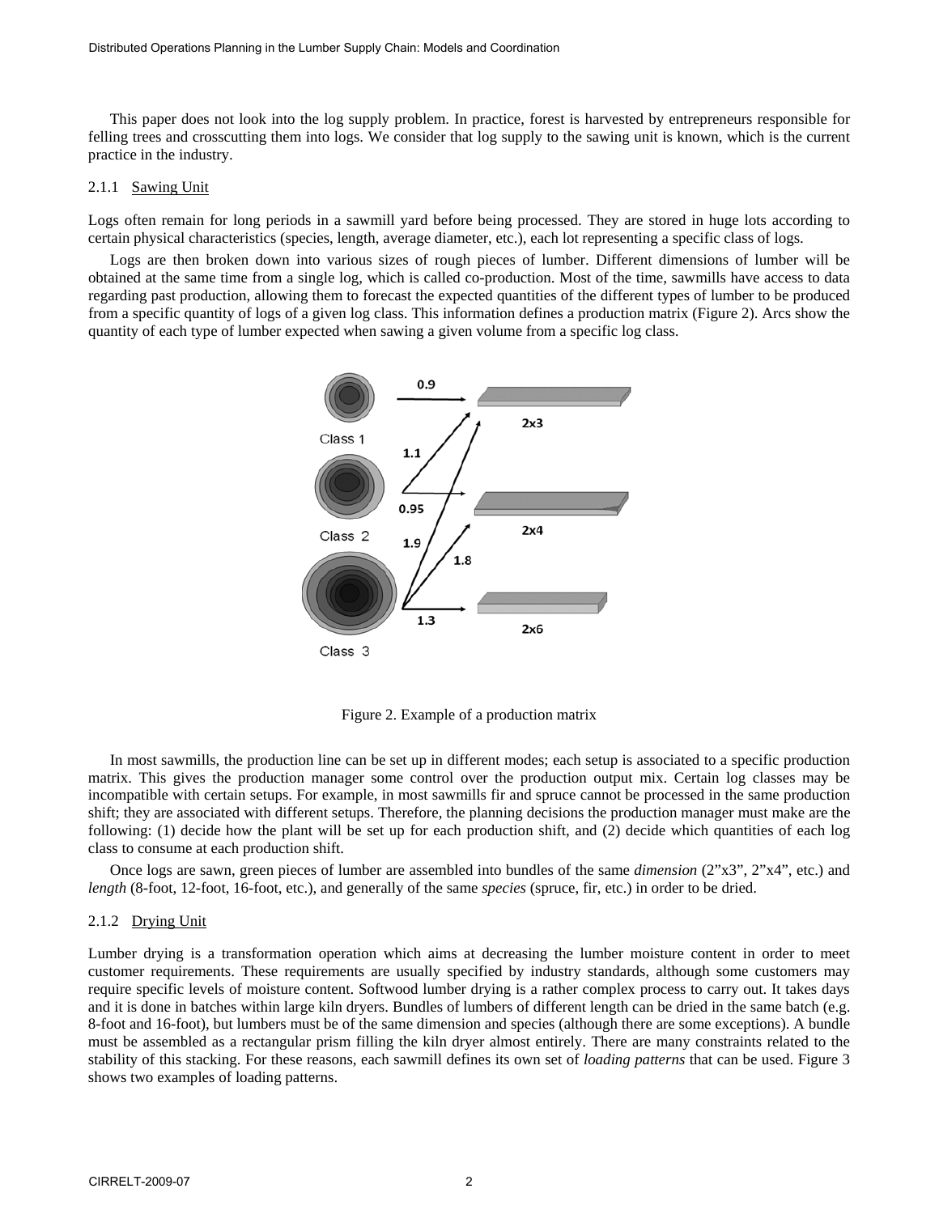This paper does not look into the log supply problem. In practice, forest is harvested by entrepreneurs responsible for felling trees and crosscutting them into logs. We consider that log supply to the sawing unit is known, which is the current practice in the industry.

#### 2.1.1 Sawing Unit

Logs often remain for long periods in a sawmill yard before being processed. They are stored in huge lots according to certain physical characteristics (species, length, average diameter, etc.), each lot representing a specific class of logs.

Logs are then broken down into various sizes of rough pieces of lumber. Different dimensions of lumber will be obtained at the same time from a single log, which is called co-production. Most of the time, sawmills have access to data regarding past production, allowing them to forecast the expected quantities of the different types of lumber to be produced from a specific quantity of logs of a given log class. This information defines a production matrix (Figure 2). Arcs show the quantity of each type of lumber expected when sawing a given volume from a specific log class.

0.9
2x3
Class 1
1.1
0.95
2x4
Class 2
1.9
1.8
1.3
2x6
Class 3

Figure 2. Example of a production matrix

In most sawmills, the production line can be set up in different modes; each setup is associated to a specific production matrix. This gives the production manager some control over the production output mix. Certain log classes may be incompatible with certain setups. For example, in most sawmills fir and spruce cannot be processed in the same production shift; they are associated with different setups. Therefore, the planning decisions the production manager must make are the following: (1) decide how the plant will be set up for each production shift, and (2) decide which quantities of each log class to consume at each production shift.

Once logs are sawn, green pieces of lumber are assembled into bundles of the same *dimension* (2"x3", 2"x4", etc.) and *length* (8-foot, 12-foot, 16-foot, etc.), and generally of the same *species* (spruce, fir, etc.) in order to be dried.

#### 2.1.2 Drying Unit

Lumber drying is a transformation operation which aims at decreasing the lumber moisture content in order to meet customer requirements. These requirements are usually specified by industry standards, although some customers may require specific levels of moisture content. Softwood lumber drying is a rather complex process to carry out. It takes days and it is done in batches within large kiln dryers. Bundles of lumbers of different length can be dried in the same batch (e.g. 8-foot and 16-foot), but lumbers must be of the same dimension and species (although there are some exceptions). A bundle must be assembled as a rectangular prism filling the kiln dryer almost entirely. There are many constraints related to the stability of this stacking. For these reasons, each sawmill defines its own set of *loading patterns* that can be used. Figure 3 shows two examples of loading patterns.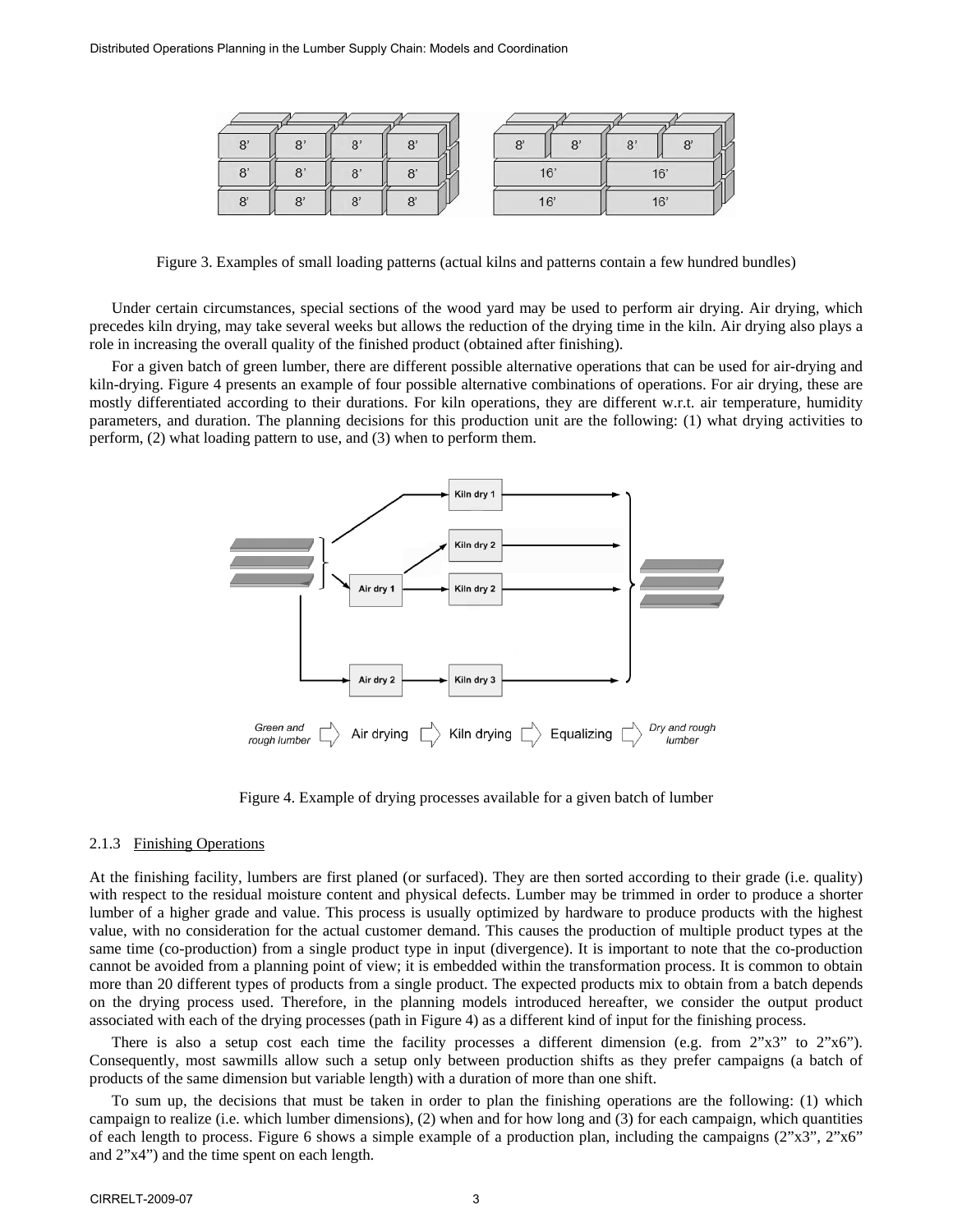Figure 3. Examples of small loading patterns (actual kilns and patterns contain a few hundred bundles)

Under certain circumstances, special sections of the wood yard may be used to perform air drying. Air drying, which precedes kiln drying, may take several weeks but allows the reduction of the drying time in the kiln. Air drying also plays a role in increasing the overall quality of the finished product (obtained after finishing).

For a given batch of green lumber, there are different possible alternative operations that can be used for air-drying and kiln-drying. Figure 4 presents an example of four possible alternative combinations of operations. For air drying, these are mostly differentiated according to their durations. For kiln operations, they are different w.r.t. air temperature, humidity parameters, and duration. The planning decisions for this production unit are the following: (1) what drying activities to perform, (2) what loading pattern to use, and (3) when to perform them.

Figure 4. Example of drying processes available for a given batch of lumber

### 2.1.3 Finishing Operations

At the finishing facility, lumbers are first planed (or surfaced). They are then sorted according to their grade (i.e. quality) with respect to the residual moisture content and physical defects. Lumber may be trimmed in order to produce a shorter lumber of a higher grade and value. This process is usually optimized by hardware to produce products with the highest value, with no consideration for the actual customer demand. This causes the production of multiple product types at the same time (co-production) from a single product type in input (divergence). It is important to note that the co-production cannot be avoided from a planning point of view; it is embedded within the transformation process. It is common to obtain more than 20 different types of products from a single product. The expected products mix to obtain from a batch depends on the drying process used. Therefore, in the planning models introduced hereafter, we consider the output product associated with each of the drying processes (path in Figure 4) as a different kind of input for the finishing process.

There is also a setup cost each time the facility processes a different dimension (e.g. from 2”x3” to 2”x6”). Consequently, most sawmills allow such a setup only between production shifts as they prefer campaigns (a batch of products of the same dimension but variable length) with a duration of more than one shift.

To sum up, the decisions that must be taken in order to plan the finishing operations are the following: (1) which campaign to realize (i.e. which lumber dimensions), (2) when and for how long and (3) for each campaign, which quantities of each length to process. Figure 6 shows a simple example of a production plan, including the campaigns (2”x3”, 2”x6” and 2”x4”) and the time spent on each length.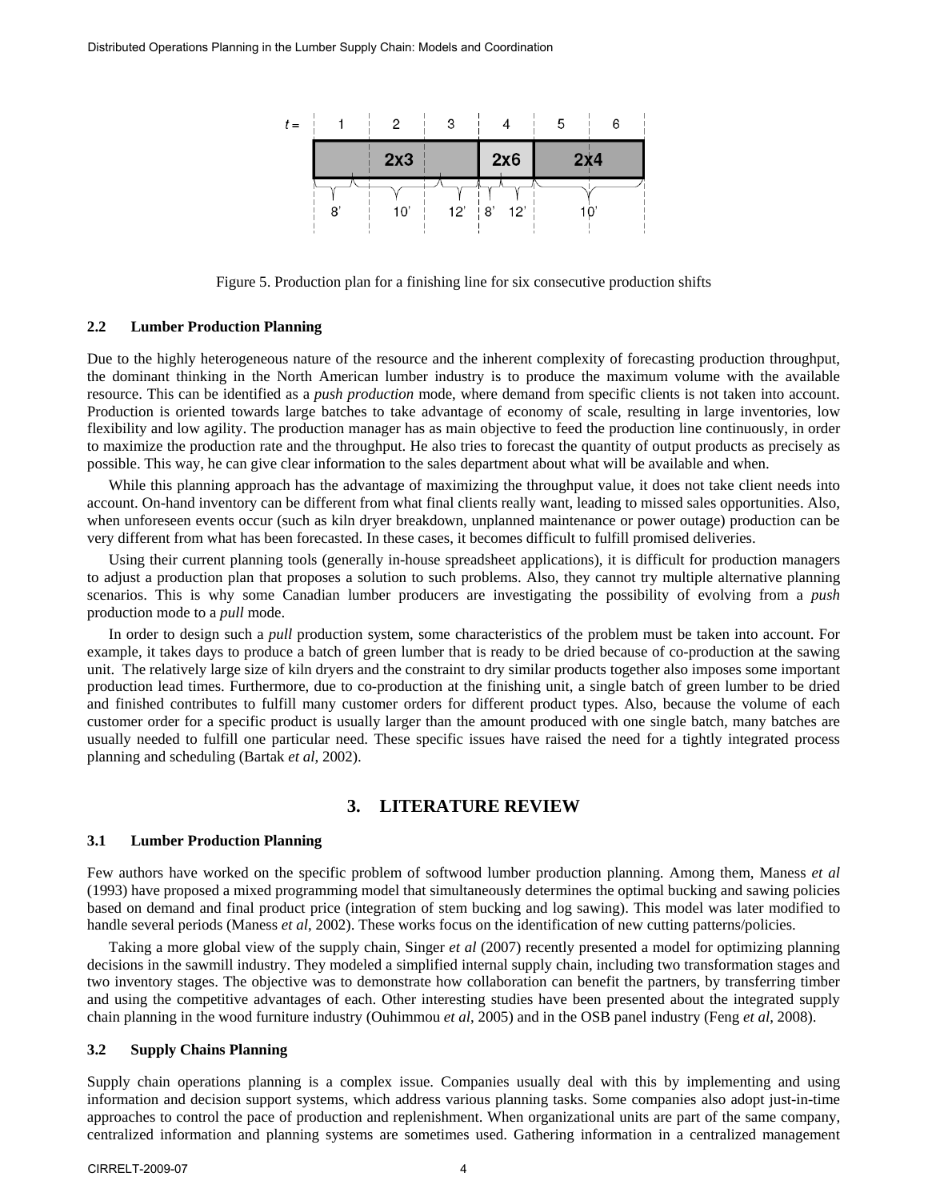t = 1 2 3 4 5 6

2x3 2x6 2x4

8' 10' 12' 8' 12' 10'

Figure 5. Production plan for a finishing line for six consecutive production shifts

### 2.2 Lumber Production Planning

Due to the highly heterogeneous nature of the resource and the inherent complexity of forecasting production throughput, the dominant thinking in the North American lumber industry is to produce the maximum volume with the available resource. This can be identified as a *push production* mode, where demand from specific clients is not taken into account. Production is oriented towards large batches to take advantage of economy of scale, resulting in large inventories, low flexibility and low agility. The production manager has as main objective to feed the production line continuously, in order to maximize the production rate and the throughput. He also tries to forecast the quantity of output products as precisely as possible. This way, he can give clear information to the sales department about what will be available and when.

While this planning approach has the advantage of maximizing the throughput value, it does not take client needs into account. On-hand inventory can be different from what final clients really want, leading to missed sales opportunities. Also, when unforeseen events occur (such as kiln dryer breakdown, unplanned maintenance or power outage) production can be very different from what has been forecasted. In these cases, it becomes difficult to fulfill promised deliveries.

Using their current planning tools (generally in-house spreadsheet applications), it is difficult for production managers to adjust a production plan that proposes a solution to such problems. Also, they cannot try multiple alternative planning scenarios. This is why some Canadian lumber producers are investigating the possibility of evolving from a *push* production mode to a *pull* mode.

In order to design such a *pull* production system, some characteristics of the problem must be taken into account. For example, it takes days to produce a batch of green lumber that is ready to be dried because of co-production at the sawing unit. The relatively large size of kiln dryers and the constraint to dry similar products together also imposes some important production lead times. Furthermore, due to co-production at the finishing unit, a single batch of green lumber to be dried and finished contributes to fulfill many customer orders for different product types. Also, because the volume of each customer order for a specific product is usually larger than the amount produced with one single batch, many batches are usually needed to fulfill one particular need. These specific issues have raised the need for a tightly integrated process planning and scheduling (Bartak *et al*, 2002).

## 3. LITERATURE REVIEW

### 3.1 Lumber Production Planning

Few authors have worked on the specific problem of softwood lumber production planning. Among them, Maness *et al* (1993) have proposed a mixed programming model that simultaneously determines the optimal bucking and sawing policies based on demand and final product price (integration of stem bucking and log sawing). This model was later modified to handle several periods (Maness *et al*, 2002). These works focus on the identification of new cutting patterns/policies.

Taking a more global view of the supply chain, Singer *et al* (2007) recently presented a model for optimizing planning decisions in the sawmill industry. They modeled a simplified internal supply chain, including two transformation stages and two inventory stages. The objective was to demonstrate how collaboration can benefit the partners, by transferring timber and using the competitive advantages of each. Other interesting studies have been presented about the integrated supply chain planning in the wood furniture industry (Ouhimmou *et al*, 2005) and in the OSB panel industry (Feng *et al*, 2008).

### 3.2 Supply Chains Planning

Supply chain operations planning is a complex issue. Companies usually deal with this by implementing and using information and decision support systems, which address various planning tasks. Some companies also adopt just-in-time approaches to control the pace of production and replenishment. When organizational units are part of the same company, centralized information and planning systems are sometimes used. Gathering information in a centralized management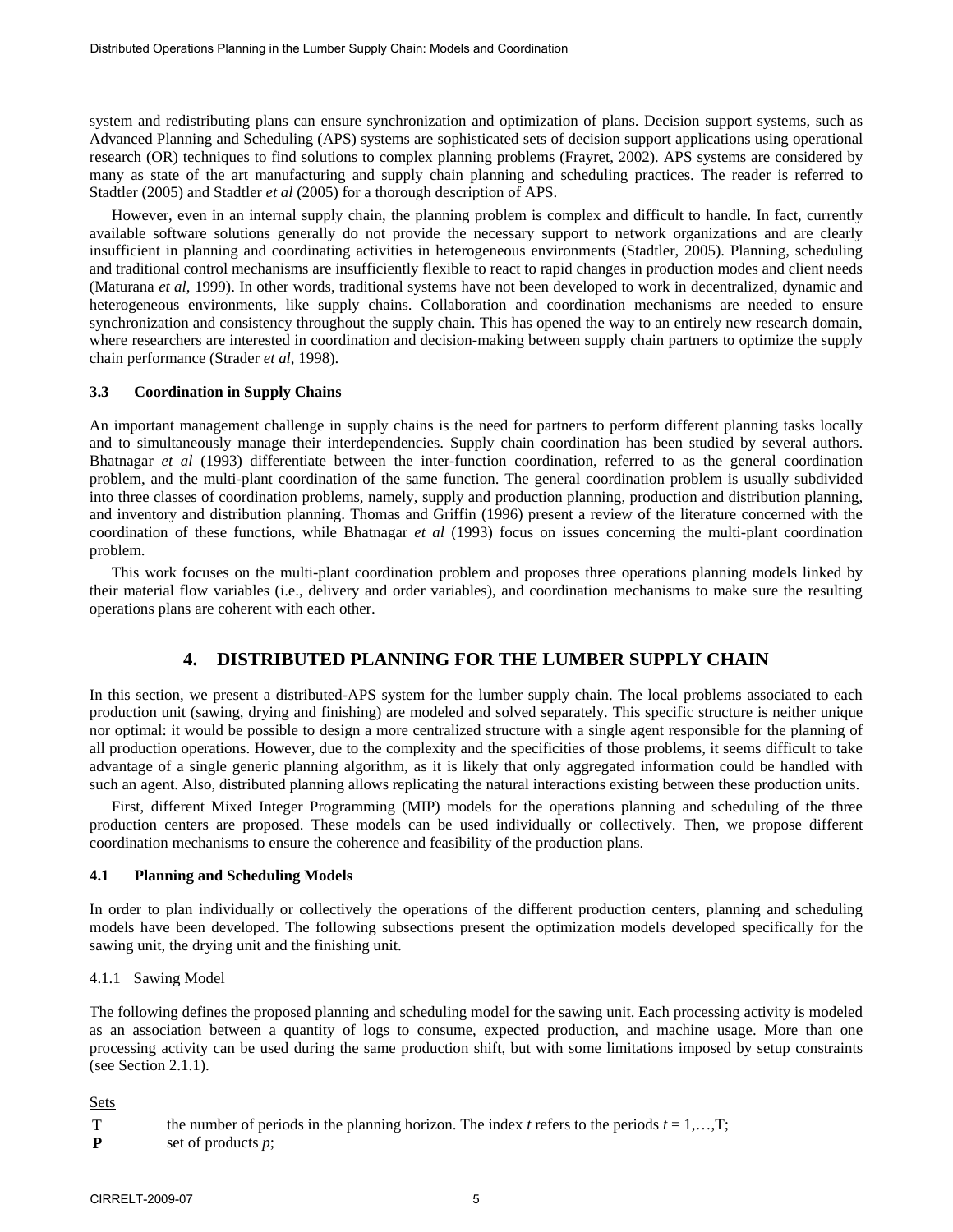system and redistributing plans can ensure synchronization and optimization of plans. Decision support systems, such as Advanced Planning and Scheduling (APS) systems are sophisticated sets of decision support applications using operational research (OR) techniques to find solutions to complex planning problems (Frayret, 2002). APS systems are considered by many as state of the art manufacturing and supply chain planning and scheduling practices. The reader is referred to Stadtler (2005) and Stadtler *et al* (2005) for a thorough description of APS.

However, even in an internal supply chain, the planning problem is complex and difficult to handle. In fact, currently available software solutions generally do not provide the necessary support to network organizations and are clearly insufficient in planning and coordinating activities in heterogeneous environments (Stadtler, 2005). Planning, scheduling and traditional control mechanisms are insufficiently flexible to react to rapid changes in production modes and client needs (Maturana *et al*, 1999). In other words, traditional systems have not been developed to work in decentralized, dynamic and heterogeneous environments, like supply chains. Collaboration and coordination mechanisms are needed to ensure synchronization and consistency throughout the supply chain. This has opened the way to an entirely new research domain, where researchers are interested in coordination and decision-making between supply chain partners to optimize the supply chain performance (Strader *et al*, 1998).

### 3.3 Coordination in Supply Chains

An important management challenge in supply chains is the need for partners to perform different planning tasks locally and to simultaneously manage their interdependencies. Supply chain coordination has been studied by several authors. Bhatnagar *et al* (1993) differentiate between the inter-function coordination, referred to as the general coordination problem, and the multi-plant coordination of the same function. The general coordination problem is usually subdivided into three classes of coordination problems, namely, supply and production planning, production and distribution planning, and inventory and distribution planning. Thomas and Griffin (1996) present a review of the literature concerned with the coordination of these functions, while Bhatnagar *et al* (1993) focus on issues concerning the multi-plant coordination problem.

This work focuses on the multi-plant coordination problem and proposes three operations planning models linked by their material flow variables (i.e., delivery and order variables), and coordination mechanisms to make sure the resulting operations plans are coherent with each other.

## 4. DISTRIBUTED PLANNING FOR THE LUMBER SUPPLY CHAIN

In this section, we present a distributed-APS system for the lumber supply chain. The local problems associated to each production unit (sawing, drying and finishing) are modeled and solved separately. This specific structure is neither unique nor optimal: it would be possible to design a more centralized structure with a single agent responsible for the planning of all production operations. However, due to the complexity and the specificities of those problems, it seems difficult to take advantage of a single generic planning algorithm, as it is likely that only aggregated information could be handled with such an agent. Also, distributed planning allows replicating the natural interactions existing between these production units.

First, different Mixed Integer Programming (MIP) models for the operations planning and scheduling of the three production centers are proposed. These models can be used individually or collectively. Then, we propose different coordination mechanisms to ensure the coherence and feasibility of the production plans.

### 4.1 Planning and Scheduling Models

In order to plan individually or collectively the operations of the different production centers, planning and scheduling models have been developed. The following subsections present the optimization models developed specifically for the sawing unit, the drying unit and the finishing unit.

#### 4.1.1 Sawing Model

The following defines the proposed planning and scheduling model for the sawing unit. Each processing activity is modeled as an association between a quantity of logs to consume, expected production, and machine usage. More than one processing activity can be used during the same production shift, but with some limitations imposed by setup constraints (see Section 2.1.1).

Sets

T the number of periods in the planning horizon. The index $t$ refers to the periods $t = 1,\ldots,T$;

**P** set of products $p$;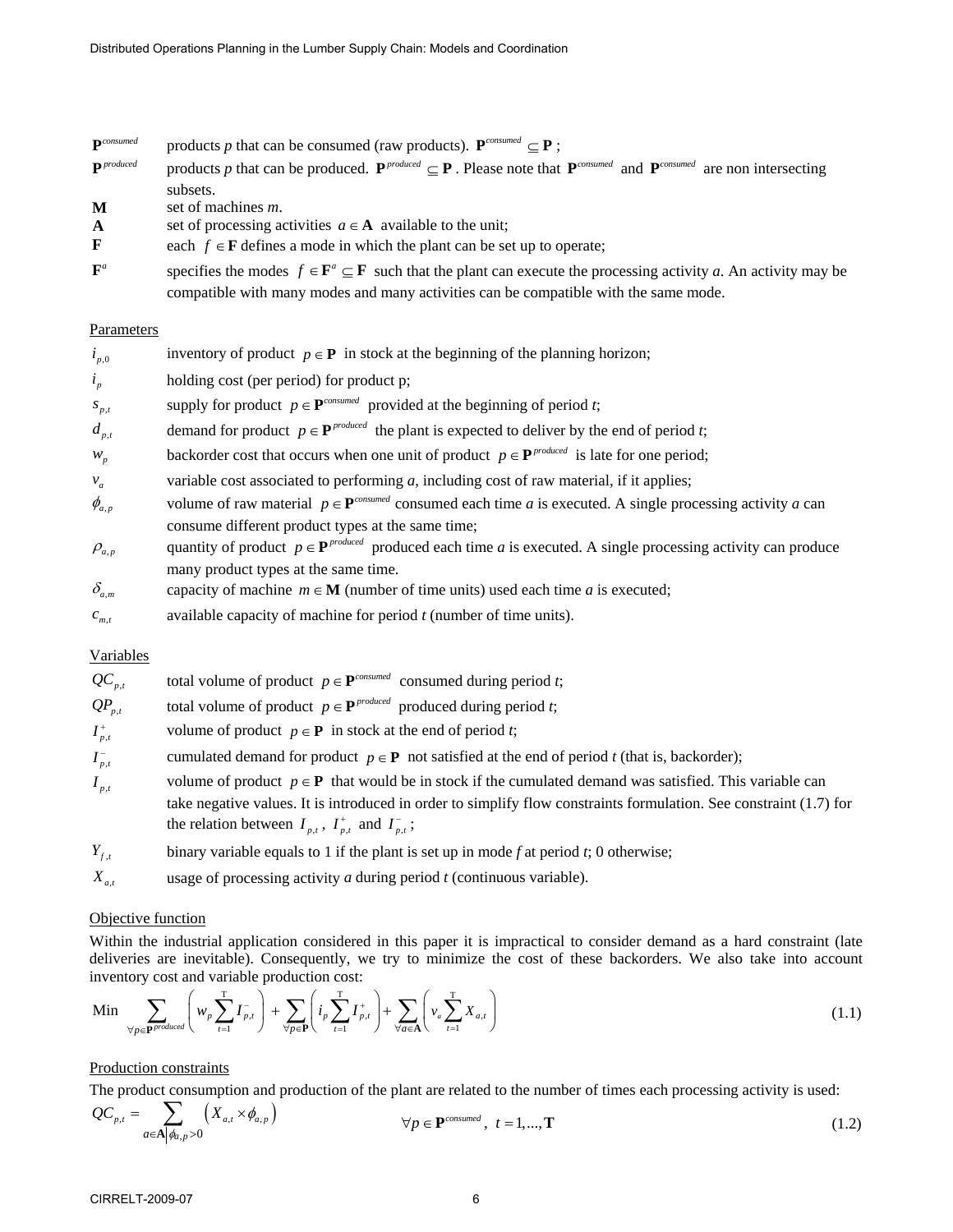| | |
|---|---|
| $\mathbf{P}^{consumed}$ | products $p$ that can be consumed (raw products). $\mathbf{P}^{consumed} \subseteq \mathbf{P}$ ; |
| $\mathbf{P}^{produced}$ | products $p$ that can be produced. $\mathbf{P}^{produced} \subseteq \mathbf{P}$ . Please note that $\mathbf{P}^{consumed}$ and $\mathbf{P}^{consumed}$ are non intersecting subsets. |
| $\mathbf{M}$ | set of machines $m$. |
| $\mathbf{A}$ | set of processing activities $a \in \mathbf{A}$ available to the unit; |
| $\mathbf{F}$ | each $f \in \mathbf{F}$ defines a mode in which the plant can be set up to operate; |
| $\mathbf{F}^a$ | specifies the modes $f \in \mathbf{F}^a \subseteq \mathbf{F}$ such that the plant can execute the processing activity $a$. An activity may be compatible with many modes and many activities can be compatible with the same mode. |

<u>Parameters</u>

| | |
|---|---|
| $i_{p,0}$ | inventory of product $p \in \mathbf{P}$ in stock at the beginning of the planning horizon; |
| $i_p$ | holding cost (per period) for product p; |
| $s_{p,t}$ | supply for product $p \in \mathbf{P}^{consumed}$ provided at the beginning of period $t$; |
| $d_{p,t}$ | demand for product $p \in \mathbf{P}^{produced}$ the plant is expected to deliver by the end of period $t$; |
| $w_p$ | backorder cost that occurs when one unit of product $p \in \mathbf{P}^{produced}$ is late for one period; |
| $v_a$ | variable cost associated to performing $a$, including cost of raw material, if it applies; |
| $\phi_{a,p}$ | volume of raw material $p \in \mathbf{P}^{consumed}$ consumed each time $a$ is executed. A single processing activity $a$ can consume different product types at the same time; |
| $\rho_{a,p}$ | quantity of product $p \in \mathbf{P}^{produced}$ produced each time $a$ is executed. A single processing activity can produce many product types at the same time. |
| $\delta_{a,m}$ | capacity of machine $m \in \mathbf{M}$ (number of time units) used each time $a$ is executed; |
| $c_{m,t}$ | available capacity of machine for period $t$ (number of time units). |

<u>Variables</u>

| | |
|---|---|
| $QC_{p,t}$ | total volume of product $p \in \mathbf{P}^{consumed}$ consumed during period $t$; |
| $QP_{p,t}$ | total volume of product $p \in \mathbf{P}^{produced}$ produced during period $t$; |
| $I^+_{p,t}$ | volume of product $p \in \mathbf{P}$ in stock at the end of period $t$; |
| $I^-_{p,t}$ | cumulated demand for product $p \in \mathbf{P}$ not satisfied at the end of period $t$ (that is, backorder); |
| $I_{p,t}$ | volume of product $p \in \mathbf{P}$ that would be in stock if the cumulated demand was satisfied. This variable can take negative values. It is introduced in order to simplify flow constraints formulation. See constraint (1.7) for the relation between $I_{p,t}$, $I^+_{p,t}$ and $I^-_{p,t}$ ; |
| $Y_{f,t}$ | binary variable equals to 1 if the plant is set up in mode $f$ at period $t$; 0 otherwise; |
| $X_{a,t}$ | usage of processing activity $a$ during period $t$ (continuous variable). |

<u>Objective function</u>

Within the industrial application considered in this paper it is impractical to consider demand as a hard constraint (late deliveries are inevitable). Consequently, we try to minimize the cost of these backorders. We also take into account inventory cost and variable production cost:

$$\text{Min} \sum_{\forall p \in \mathbf{P}^{produced}} \left( w_p \sum_{t=1}^{\mathrm{T}} I^-_{p,t} \right) + \sum_{\forall p \in \mathbf{P}} \left( i_p \sum_{t=1}^{\mathrm{T}} I^+_{p,t} \right) + \sum_{\forall a \in \mathbf{A}} \left( v_a \sum_{t=1}^{\mathrm{T}} X_{a,t} \right) \tag{1.1}$$

<u>Production constraints</u>

The product consumption and production of the plant are related to the number of times each processing activity is used:

$$QC_{p,t} = \sum_{a \in \mathbf{A} \mid \phi_{a,p} > 0} \left( X_{a,t} \times \phi_{a,p} \right) \qquad \forall p \in \mathbf{P}^{consumed},\ t = 1,...,\mathbf{T} \tag{1.2}$$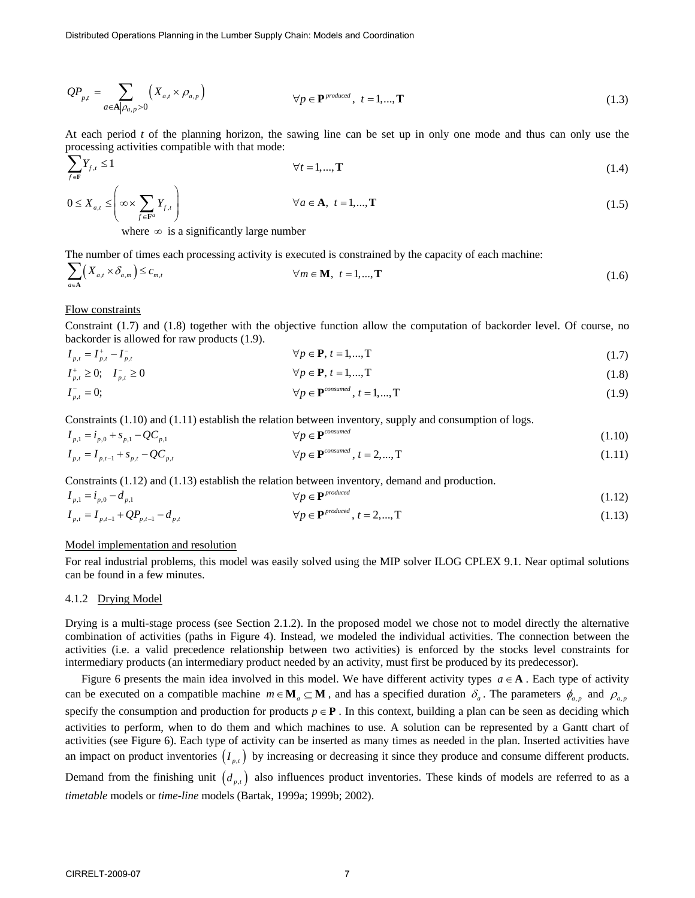$$QP_{p,t} = \sum_{a \in \mathbf{A} | \rho_{a,p} > 0} \left( X_{a,t} \times \rho_{a,p} \right) \qquad \forall p \in \mathbf{P}^{produced}, \ t = 1,...,\mathbf{T} \tag{1.3}$$

At each period *t* of the planning horizon, the sawing line can be set up in only one mode and thus can only use the processing activities compatible with that mode:

$$\sum_{f \in \mathbf{F}} Y_{f,t} \leq 1 \qquad \forall t = 1,...,\mathbf{T} \tag{1.4}$$

$$0 \leq X_{a,t} \leq \left( \infty \times \sum_{f \in \mathbf{F}^a} Y_{f,t} \right) \qquad \forall a \in \mathbf{A}, \ t = 1,...,\mathbf{T} \tag{1.5}$$

where $\infty$ is a significantly large number

The number of times each processing activity is executed is constrained by the capacity of each machine:

$$\sum_{a \in \mathbf{A}} \left( X_{a,t} \times \delta_{a,m} \right) \leq c_{m,t} \qquad \forall m \in \mathbf{M}, \ t = 1,...,\mathbf{T} \tag{1.6}$$

Flow constraints

Constraint (1.7) and (1.8) together with the objective function allow the computation of backorder level. Of course, no backorder is allowed for raw products (1.9).

$$I_{p,t} = I^{+}_{p,t} - I^{-}_{p,t} \qquad \forall p \in \mathbf{P}, \ t = 1,...,\mathrm{T} \tag{1.7}$$

$$I^{+}_{p,t} \geq 0; \quad I^{-}_{p,t} \geq 0 \qquad \forall p \in \mathbf{P}, \ t = 1,...,\mathrm{T} \tag{1.8}$$

$$I^{-}_{p,t} = 0; \qquad \forall p \in \mathbf{P}^{consumed}, \ t = 1,...,\mathrm{T} \tag{1.9}$$

Constraints (1.10) and (1.11) establish the relation between inventory, supply and consumption of logs.

$$I_{p,1} = i_{p,0} + s_{p,1} - QC_{p,1} \qquad \forall p \in \mathbf{P}^{consumed} \tag{1.10}$$

$$I_{p,t} = I_{p,t-1} + s_{p,t} - QC_{p,t} \qquad \forall p \in \mathbf{P}^{consumed}, \ t = 2,...,\mathrm{T} \tag{1.11}$$

Constraints (1.12) and (1.13) establish the relation between inventory, demand and production.

$$I_{p,1} = i_{p,0} - d_{p,1} \qquad \forall p \in \mathbf{P}^{produced} \tag{1.12}$$

$$I_{p,t} = I_{p,t-1} + QP_{p,t-1} - d_{p,t} \qquad \forall p \in \mathbf{P}^{produced}, \ t = 2,...,\mathrm{T} \tag{1.13}$$

Model implementation and resolution

For real industrial problems, this model was easily solved using the MIP solver ILOG CPLEX 9.1. Near optimal solutions can be found in a few minutes.

### 4.1.2 Drying Model

Drying is a multi-stage process (see Section 2.1.2). In the proposed model we chose not to model directly the alternative combination of activities (paths in Figure 4). Instead, we modeled the individual activities. The connection between the activities (i.e. a valid precedence relationship between two activities) is enforced by the stocks level constraints for intermediary products (an intermediary product needed by an activity, must first be produced by its predecessor).

Figure 6 presents the main idea involved in this model. We have different activity types $a \in \mathbf{A}$. Each type of activity can be executed on a compatible machine $m \in \mathbf{M}_a \subseteq \mathbf{M}$, and has a specified duration $\delta_a$. The parameters $\phi_{a,p}$ and $\rho_{a,p}$ specify the consumption and production for products $p \in \mathbf{P}$. In this context, building a plan can be seen as deciding which activities to perform, when to do them and which machines to use. A solution can be represented by a Gantt chart of activities (see Figure 6). Each type of activity can be inserted as many times as needed in the plan. Inserted activities have an impact on product inventories $\left(I_{p,t}\right)$ by increasing or decreasing it since they produce and consume different products. Demand from the finishing unit $\left(d_{p,t}\right)$ also influences product inventories. These kinds of models are referred to as a *timetable* models or *time-line* models (Bartak, 1999a; 1999b; 2002).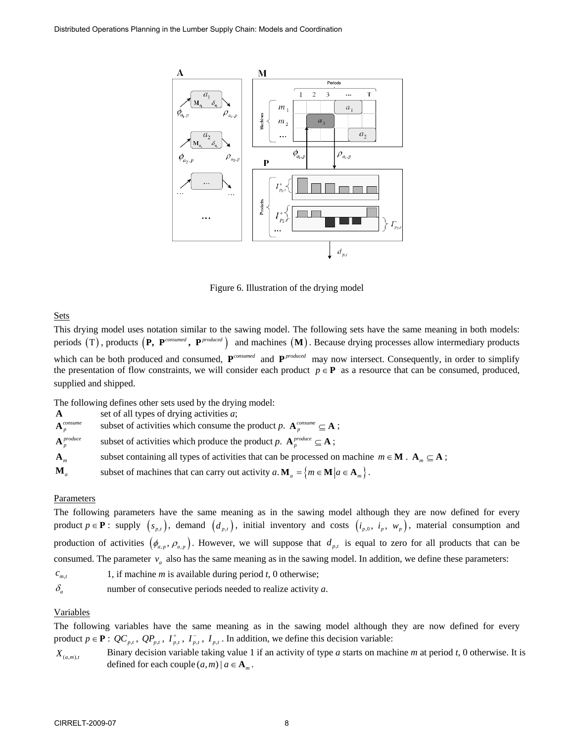A

M

Periods

1 2 3 ... T

Machines

$m_1$

$m_2$

...

$a_1$

$a_1$

$a_2$

$a_1$

$\mathbf{M}_{a_1}$ $\delta_{a_1}$

$\phi_{a_1,p}$ $\rho_{a_1,p}$

$a_2$

$\mathbf{M}_{a_2}$ $\delta_{a_2}$

$\phi_{a_2,p}$ $\rho_{a_2,p}$

...

... ...

...

$\phi_{a_1,p}$ $\rho_{a_1,p}$

P

Products

$I^+_{p_1,t}$

$I^+_{p_2,t}$

$I^-_{p_2,t}$

...

$d_{p,t}$

Figure 6. Illustration of the drying model

Sets

This drying model uses notation similar to the sawing model. The following sets have the same meaning in both models: periods $(\mathrm{T})$, products $(\mathbf{P},\ \mathbf{P}^{consumed},\ \mathbf{P}^{produced})$ and machines $(\mathbf{M})$. Because drying processes allow intermediary products which can be both produced and consumed, $\mathbf{P}^{consumed}$ and $\mathbf{P}^{produced}$ may now intersect. Consequently, in order to simplify the presentation of flow constraints, we will consider each product $p \in \mathbf{P}$ as a resource that can be consumed, produced, supplied and shipped.

The following defines other sets used by the drying model:

| | |
|---|---|
| $\mathbf{A}$ | set of all types of drying activities *a*; |
| $\mathbf{A}_p^{consume}$ | subset of activities which consume the product *p*. $\mathbf{A}_p^{consume} \subseteq \mathbf{A}$ ; |
| $\mathbf{A}_p^{produce}$ | subset of activities which produce the product *p*. $\mathbf{A}_p^{produce} \subseteq \mathbf{A}$ ; |
| $\mathbf{A}_m$ | subset containing all types of activities that can be processed on machine $m \in \mathbf{M}$ . $\mathbf{A}_m \subseteq \mathbf{A}$ ; |
| $\mathbf{M}_a$ | subset of machines that can carry out activity *a*. $\mathbf{M}_a = \{ m \in \mathbf{M} \mid a \in \mathbf{A}_m \}$ . |

Parameters

The following parameters have the same meaning as in the sawing model although they are now defined for every product $p \in \mathbf{P}$ : supply $(s_{p,t})$, demand $(d_{p,t})$, initial inventory and costs $(i_{p,0},\ i_p,\ w_p)$, material consumption and production of activities $(\phi_{a,p},\ \rho_{a,p})$. However, we will suppose that $d_{p,t}$ is equal to zero for all products that can be consumed. The parameter $v_a$ also has the same meaning as in the sawing model. In addition, we define these parameters:

| | |
|---|---|
| $c_{m,t}$ | 1, if machine *m* is available during period *t*, 0 otherwise; |
| $\delta_a$ | number of consecutive periods needed to realize activity *a*. |

Variables

The following variables have the same meaning as in the sawing model although they are now defined for every product $p \in \mathbf{P}$ : $QC_{p,t}$ , $QP_{p,t}$ , $I^+_{p,t}$ , $I^-_{p,t}$ , $I_{p,t}$ . In addition, we define this decision variable:

| | |
|---|---|
| $X_{(a,m),t}$ | Binary decision variable taking value 1 if an activity of type *a* starts on machine *m* at period *t*, 0 otherwise. It is defined for each couple $(a,m) \mid a \in \mathbf{A}_m$ . |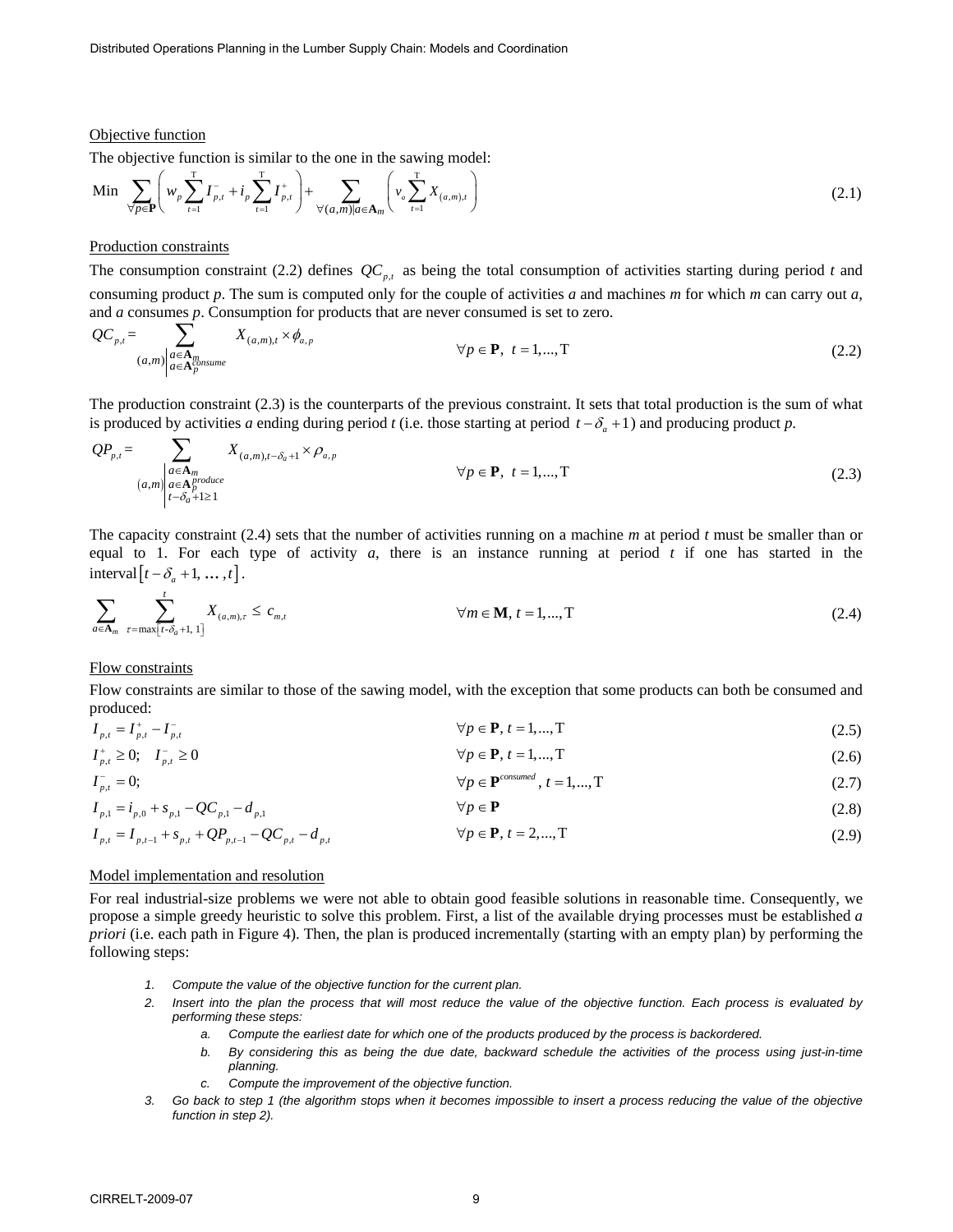Objective function

The objective function is similar to the one in the sawing model:

$$\text{Min} \sum_{\forall p \in \mathbf{P}} \left( w_p \sum_{t=1}^{\mathrm{T}} I_{p,t}^{-} + i_p \sum_{t=1}^{\mathrm{T}} I_{p,t}^{+} \right) + \sum_{\forall (a,m) | a \in \mathbf{A}_m} \left( v_a \sum_{t=1}^{\mathrm{T}} X_{(a,m),t} \right) \tag{2.1}$$

Production constraints

The consumption constraint (2.2) defines $QC_{p,t}$ as being the total consumption of activities starting during period *t* and consuming product *p*. The sum is computed only for the couple of activities *a* and machines *m* for which *m* can carry out *a*, and *a* consumes *p*. Consumption for products that are never consumed is set to zero.

$$QC_{p,t} = \sum_{(a,m) \left| \begin{array}{l} a \in \mathbf{A}_m \\ a \in \mathbf{A}_p^{consume} \end{array} \right.} X_{(a,m),t} \times \phi_{a,p} \qquad \forall p \in \mathbf{P},\ t = 1,...,\mathrm{T} \tag{2.2}$$

The production constraint (2.3) is the counterparts of the previous constraint. It sets that total production is the sum of what is produced by activities *a* ending during period *t* (i.e. those starting at period $t - \delta_a + 1$) and producing product *p*.

$$QP_{p,t} = \sum_{(a,m) \left| \begin{array}{l} a \in \mathbf{A}_m \\ a \in \mathbf{A}_p^{produce} \\ t - \delta_a + 1 \geq 1 \end{array} \right.} X_{(a,m),t-\delta_a+1} \times \rho_{a,p} \qquad \forall p \in \mathbf{P},\ t = 1,...,\mathrm{T} \tag{2.3}$$

The capacity constraint (2.4) sets that the number of activities running on a machine *m* at period *t* must be smaller than or equal to 1. For each type of activity *a*, there is an instance running at period *t* if one has started in the interval $\left[ t - \delta_a + 1, \ldots, t \right]$.

$$\sum_{a \in \mathbf{A}_m} \sum_{\tau = \max\left[ t - \delta_a + 1,\ 1 \right]}^{t} X_{(a,m),\tau} \leq c_{m,t} \qquad \forall m \in \mathbf{M},\ t = 1,...,\mathrm{T} \tag{2.4}$$

Flow constraints

Flow constraints are similar to those of the sawing model, with the exception that some products can both be consumed and produced:

$$I_{p,t} = I_{p,t}^{+} - I_{p,t}^{-} \qquad \forall p \in \mathbf{P},\ t = 1,...,\mathrm{T} \tag{2.5}$$

$$I_{p,t}^{+} \geq 0; \quad I_{p,t}^{-} \geq 0 \qquad \forall p \in \mathbf{P},\ t = 1,...,\mathrm{T} \tag{2.6}$$

$$I_{p,t}^{-} = 0; \qquad \forall p \in \mathbf{P}^{consumed},\ t = 1,...,\mathrm{T} \tag{2.7}$$

$$I_{p,1} = i_{p,0} + s_{p,1} - QC_{p,1} - d_{p,1} \qquad \forall p \in \mathbf{P} \tag{2.8}$$

$$I_{p,t} = I_{p,t-1} + s_{p,t} + QP_{p,t-1} - QC_{p,t} - d_{p,t} \qquad \forall p \in \mathbf{P},\ t = 2,...,\mathrm{T} \tag{2.9}$$

Model implementation and resolution

For real industrial-size problems we were not able to obtain good feasible solutions in reasonable time. Consequently, we propose a simple greedy heuristic to solve this problem. First, a list of the available drying processes must be established *a priori* (i.e. each path in Figure 4). Then, the plan is produced incrementally (starting with an empty plan) by performing the following steps:

1. *Compute the value of the objective function for the current plan.*
2. *Insert into the plan the process that will most reduce the value of the objective function. Each process is evaluated by performing these steps:*
    a. *Compute the earliest date for which one of the products produced by the process is backordered.*
    b. *By considering this as being the due date, backward schedule the activities of the process using just-in-time planning.*
    c. *Compute the improvement of the objective function.*
3. *Go back to step 1 (the algorithm stops when it becomes impossible to insert a process reducing the value of the objective function in step 2).*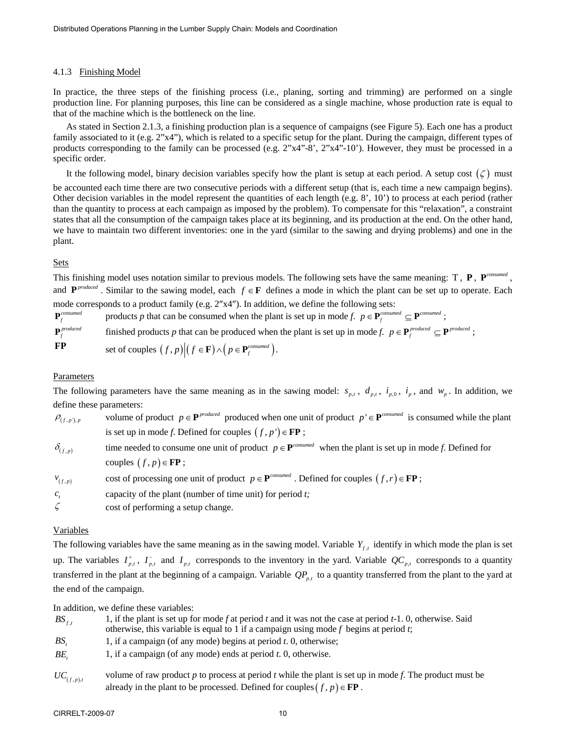### 4.1.3 Finishing Model

In practice, the three steps of the finishing process (i.e., planing, sorting and trimming) are performed on a single production line. For planning purposes, this line can be considered as a single machine, whose production rate is equal to that of the machine which is the bottleneck on the line.

As stated in Section 2.1.3, a finishing production plan is a sequence of campaigns (see Figure 5). Each one has a product family associated to it (e.g. 2"x4"), which is related to a specific setup for the plant. During the campaign, different types of products corresponding to the family can be processed (e.g. 2"x4"-8', 2"x4"-10'). However, they must be processed in a specific order.

It the following model, binary decision variables specify how the plant is setup at each period. A setup cost $(\zeta)$ must be accounted each time there are two consecutive periods with a different setup (that is, each time a new campaign begins). Other decision variables in the model represent the quantities of each length (e.g. 8', 10') to process at each period (rather than the quantity to process at each campaign as imposed by the problem). To compensate for this "relaxation", a constraint states that all the consumption of the campaign takes place at its beginning, and its production at the end. On the other hand, we have to maintain two different inventories: one in the yard (similar to the sawing and drying problems) and one in the plant.

Sets

This finishing model uses notation similar to previous models. The following sets have the same meaning: $\mathrm{T}$, $\mathbf{P}$, $\mathbf{P}^{consumed}$, and $\mathbf{P}^{produced}$. Similar to the sawing model, each $f \in \mathbf{F}$ defines a mode in which the plant can be set up to operate. Each mode corresponds to a product family (e.g. 2″x4″). In addition, we define the following sets:

- $\mathbf{P}_f^{consumed}$ — products $p$ that can be consumed when the plant is set up in mode $f$. $p \in \mathbf{P}_f^{consumed} \subseteq \mathbf{P}^{consumed}$;
- $\mathbf{P}_f^{produced}$ — finished products $p$ that can be produced when the plant is set up in mode $f$. $p \in \mathbf{P}_f^{produced} \subseteq \mathbf{P}^{produced}$;
- $\mathbf{FP}$ — set of couples $(f, p) \big| (f \in \mathbf{F}) \wedge (p \in \mathbf{P}_f^{consumed})$.

Parameters

The following parameters have the same meaning as in the sawing model: $s_{p,t}$, $d_{p,t}$, $i_{p,0}$, $i_p$, and $w_p$. In addition, we define these parameters:

- $\rho_{(f,p'),p}$ — volume of product $p \in \mathbf{P}^{produced}$ produced when one unit of product $p' \in \mathbf{P}^{consumed}$ is consumed while the plant is set up in mode $f$. Defined for couples $(f, p') \in \mathbf{FP}$;
- $\delta_{(f,p)}$ — time needed to consume one unit of product $p \in \mathbf{P}^{consumed}$ when the plant is set up in mode $f$. Defined for couples $(f, p) \in \mathbf{FP}$;
- $v_{(f,p)}$ — cost of processing one unit of product $p \in \mathbf{P}^{consumed}$. Defined for couples $(f, r) \in \mathbf{FP}$;
- $c_t$ — capacity of the plant (number of time unit) for period $t$;
- $\zeta$ — cost of performing a setup change.

Variables

The following variables have the same meaning as in the sawing model. Variable $Y_{f,t}$ identify in which mode the plan is set up. The variables $I_{p,t}^{+}$, $I_{p,t}^{-}$ and $I_{p,t}$ corresponds to the inventory in the yard. Variable $QC_{p,t}$ corresponds to a quantity transferred in the plant at the beginning of a campaign. Variable $QP_{p,t}$ to a quantity transferred from the plant to the yard at the end of the campaign.

In addition, we define these variables:

- $BS_{f,t}$ — 1, if the plant is set up for mode $f$ at period $t$ and it was not the case at period $t$-1. 0, otherwise. Said otherwise, this variable is equal to 1 if a campaign using mode $f$ begins at period $t$;
- $BS_t$ — 1, if a campaign (of any mode) begins at period $t$. 0, otherwise;
- $BE_t$ — 1, if a campaign (of any mode) ends at period $t$. 0, otherwise.
- $UC_{(f,p),t}$ — volume of raw product $p$ to process at period $t$ while the plant is set up in mode $f$. The product must be already in the plant to be processed. Defined for couples $(f, p) \in \mathbf{FP}$.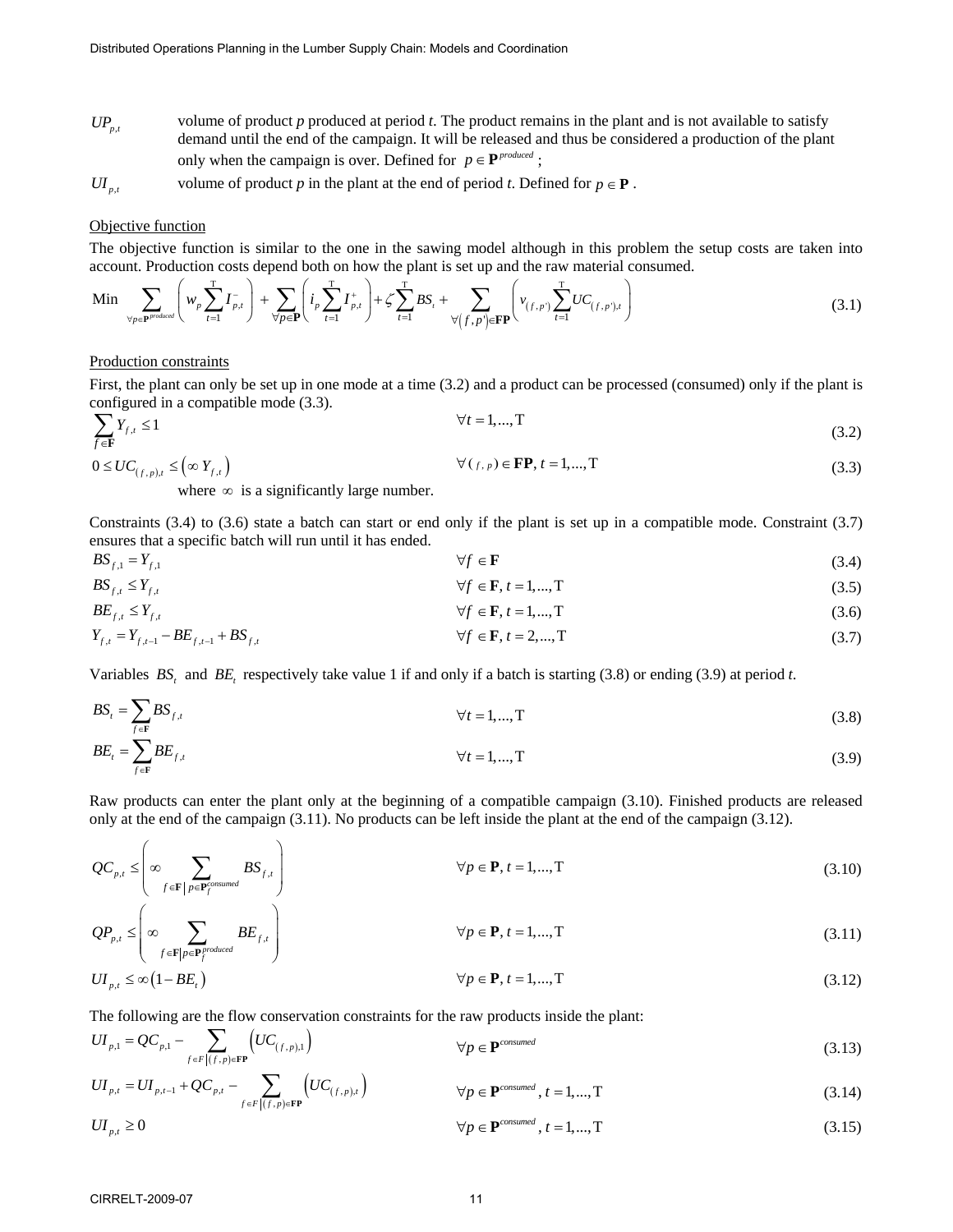$UP_{p,t}$ volume of product *p* produced at period *t*. The product remains in the plant and is not available to satisfy demand until the end of the campaign. It will be released and thus be considered a production of the plant only when the campaign is over. Defined for $p \in \mathbf{P}^{produced}$ ;

$UI_{p,t}$ volume of product *p* in the plant at the end of period *t*. Defined for $p \in \mathbf{P}$ .

Objective function

The objective function is similar to the one in the sawing model although in this problem the setup costs are taken into account. Production costs depend both on how the plant is set up and the raw material consumed.

$$\text{Min} \sum_{\forall p \in \mathbf{P}^{produced}} \left( w_p \sum_{t=1}^{\mathrm{T}} I_{p,t}^{-} \right) + \sum_{\forall p \in \mathbf{P}} \left( i_p \sum_{t=1}^{\mathrm{T}} I_{p,t}^{+} \right) + \zeta \sum_{t=1}^{\mathrm{T}} BS_t + \sum_{\forall (f,p') \in \mathbf{FP}} \left( v_{(f,p')} \sum_{t=1}^{\mathrm{T}} UC_{(f,p'),t} \right) \tag{3.1}$$

Production constraints

First, the plant can only be set up in one mode at a time (3.2) and a product can be processed (consumed) only if the plant is configured in a compatible mode (3.3).

$$\sum_{f \in \mathbf{F}} Y_{f,t} \leq 1 \qquad \forall t = 1,...,\mathrm{T} \tag{3.2}$$

$$0 \leq UC_{(f,p),t} \leq \left( \infty \, Y_{f,t} \right) \qquad \forall (f,p) \in \mathbf{FP}, t = 1,...,\mathrm{T} \tag{3.3}$$

where $\infty$ is a significantly large number.

Constraints (3.4) to (3.6) state a batch can start or end only if the plant is set up in a compatible mode. Constraint (3.7) ensures that a specific batch will run until it has ended.

$$BS_{f,1} = Y_{f,1} \qquad \forall f \in \mathbf{F} \tag{3.4}$$

$$BS_{f,t} \leq Y_{f,t} \qquad \forall f \in \mathbf{F}, t = 1,...,\mathrm{T} \tag{3.5}$$

$$BE_{f,t} \leq Y_{f,t} \qquad \forall f \in \mathbf{F}, t = 1,...,\mathrm{T} \tag{3.6}$$

$$Y_{f,t} = Y_{f,t-1} - BE_{f,t-1} + BS_{f,t} \qquad \forall f \in \mathbf{F}, t = 2,...,\mathrm{T} \tag{3.7}$$

Variables $BS_t$ and $BE_t$ respectively take value 1 if and only if a batch is starting (3.8) or ending (3.9) at period *t*.

$$BS_t = \sum_{f \in \mathbf{F}} BS_{f,t} \qquad \forall t = 1,...,\mathrm{T} \tag{3.8}$$

$$BE_t = \sum_{f \in \mathbf{F}} BE_{f,t} \qquad \forall t = 1,...,\mathrm{T} \tag{3.9}$$

Raw products can enter the plant only at the beginning of a compatible campaign (3.10). Finished products are released only at the end of the campaign (3.11). No products can be left inside the plant at the end of the campaign (3.12).

$$QC_{p,t} \leq \left( \infty \sum_{f \in \mathbf{F} \,|\, p \in \mathbf{P}_f^{consumed}} BS_{f,t} \right) \qquad \forall p \in \mathbf{P}, t = 1,...,\mathrm{T} \tag{3.10}$$

$$QP_{p,t} \leq \left( \infty \sum_{f \in \mathbf{F} | p \in \mathbf{P}_f^{produced}} BE_{f,t} \right) \qquad \forall p \in \mathbf{P}, t = 1,...,\mathrm{T} \tag{3.11}$$

$$UI_{p,t} \leq \infty \left( 1 - BE_t \right) \qquad \forall p \in \mathbf{P}, t = 1,...,\mathrm{T} \tag{3.12}$$

The following are the flow conservation constraints for the raw products inside the plant:

$$UI_{p,1} = QC_{p,1} - \sum_{f \in F | (f,p) \in \mathbf{FP}} \left( UC_{(f,p),1} \right) \qquad \forall p \in \mathbf{P}^{consumed} \tag{3.13}$$

$$UI_{p,t} = UI_{p,t-1} + QC_{p,t} - \sum_{f \in F | (f,p) \in \mathbf{FP}} \left( UC_{(f,p),t} \right) \qquad \forall p \in \mathbf{P}^{consumed}, t = 1,...,\mathrm{T} \tag{3.14}$$

$$UI_{p,t} \geq 0 \qquad \forall p \in \mathbf{P}^{consumed}, t = 1,...,\mathrm{T} \tag{3.15}$$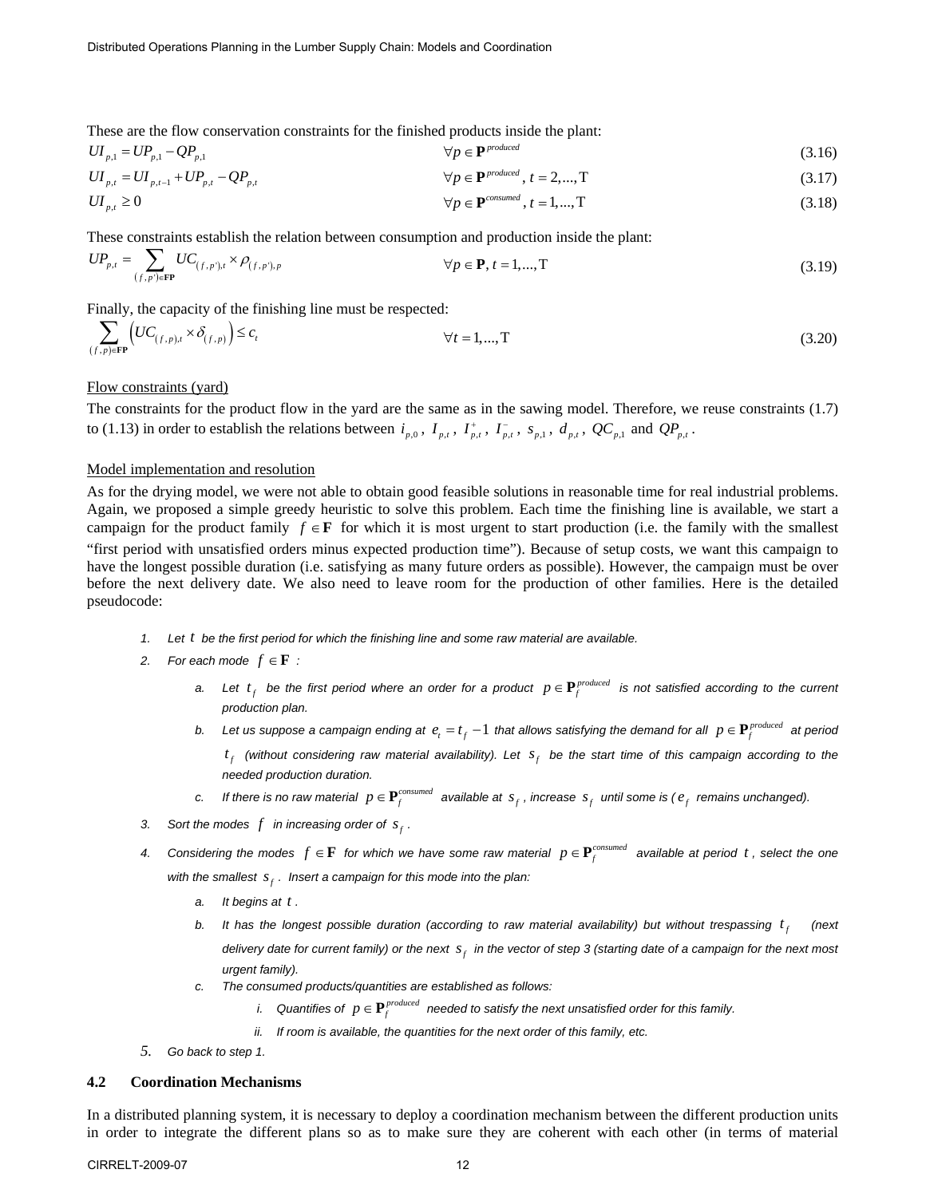These are the flow conservation constraints for the finished products inside the plant:

$$UI_{p,1} = UP_{p,1} - QP_{p,1} \qquad \forall p \in \mathbf{P}^{produced} \tag{3.16}$$

$$UI_{p,t} = UI_{p,t-1} + UP_{p,t} - QP_{p,t} \qquad \forall p \in \mathbf{P}^{produced},\ t = 2,...,\mathrm{T} \tag{3.17}$$

$$UI_{p,t} \geq 0 \qquad \forall p \in \mathbf{P}^{consumed},\ t = 1,...,\mathrm{T} \tag{3.18}$$

These constraints establish the relation between consumption and production inside the plant:

$$UP_{p,t} = \sum_{(f,p') \in \mathbf{FP}} UC_{(f,p'),t} \times \rho_{(f,p'),p} \qquad \forall p \in \mathbf{P},\ t = 1,...,\mathrm{T} \tag{3.19}$$

Finally, the capacity of the finishing line must be respected:

$$\sum_{(f,p) \in \mathbf{FP}} \left( UC_{(f,p),t} \times \delta_{(f,p)} \right) \leq c_t \qquad \forall t = 1,...,\mathrm{T} \tag{3.20}$$

Flow constraints (yard)

The constraints for the product flow in the yard are the same as in the sawing model. Therefore, we reuse constraints (1.7) to (1.13) in order to establish the relations between $i_{p,0}$, $I_{p,t}$, $I^+_{p,t}$, $I^-_{p,t}$, $s_{p,1}$, $d_{p,t}$, $QC_{p,1}$ and $QP_{p,t}$.

Model implementation and resolution

As for the drying model, we were not able to obtain good feasible solutions in reasonable time for real industrial problems. Again, we proposed a simple greedy heuristic to solve this problem. Each time the finishing line is available, we start a campaign for the product family $f \in \mathbf{F}$ for which it is most urgent to start production (i.e. the family with the smallest "first period with unsatisfied orders minus expected production time"). Because of setup costs, we want this campaign to have the longest possible duration (i.e. satisfying as many future orders as possible). However, the campaign must be over before the next delivery date. We also need to leave room for the production of other families. Here is the detailed pseudocode:

1. *Let $t$ be the first period for which the finishing line and some raw material are available.*
2. *For each mode $f \in \mathbf{F}$ :*
   a. *Let $t_f$ be the first period where an order for a product $p \in \mathbf{P}_f^{produced}$ is not satisfied according to the current production plan.*
   b. *Let us suppose a campaign ending at $e_t = t_f - 1$ that allows satisfying the demand for all $p \in \mathbf{P}_f^{produced}$ at period $t_f$ (without considering raw material availability). Let $s_f$ be the start time of this campaign according to the needed production duration.*
   c. *If there is no raw material $p \in \mathbf{P}_f^{consumed}$ available at $s_f$, increase $s_f$ until some is ($e_f$ remains unchanged).*
3. *Sort the modes $f$ in increasing order of $s_f$.*
4. *Considering the modes $f \in \mathbf{F}$ for which we have some raw material $p \in \mathbf{P}_f^{consumed}$ available at period $t$, select the one with the smallest $s_f$. Insert a campaign for this mode into the plan:*
   a. *It begins at $t$.*
   b. *It has the longest possible duration (according to raw material availability) but without trespassing $t_f$ (next delivery date for current family) or the next $s_f$ in the vector of step 3 (starting date of a campaign for the next most urgent family).*
   c. *The consumed products/quantities are established as follows:*
      i. *Quantifies of $p \in \mathbf{P}_f^{produced}$ needed to satisfy the next unsatisfied order for this family.*
      ii. *If room is available, the quantities for the next order of this family, etc.*
5. *Go back to step 1.*

### 4.2 Coordination Mechanisms

In a distributed planning system, it is necessary to deploy a coordination mechanism between the different production units in order to integrate the different plans so as to make sure they are coherent with each other (in terms of material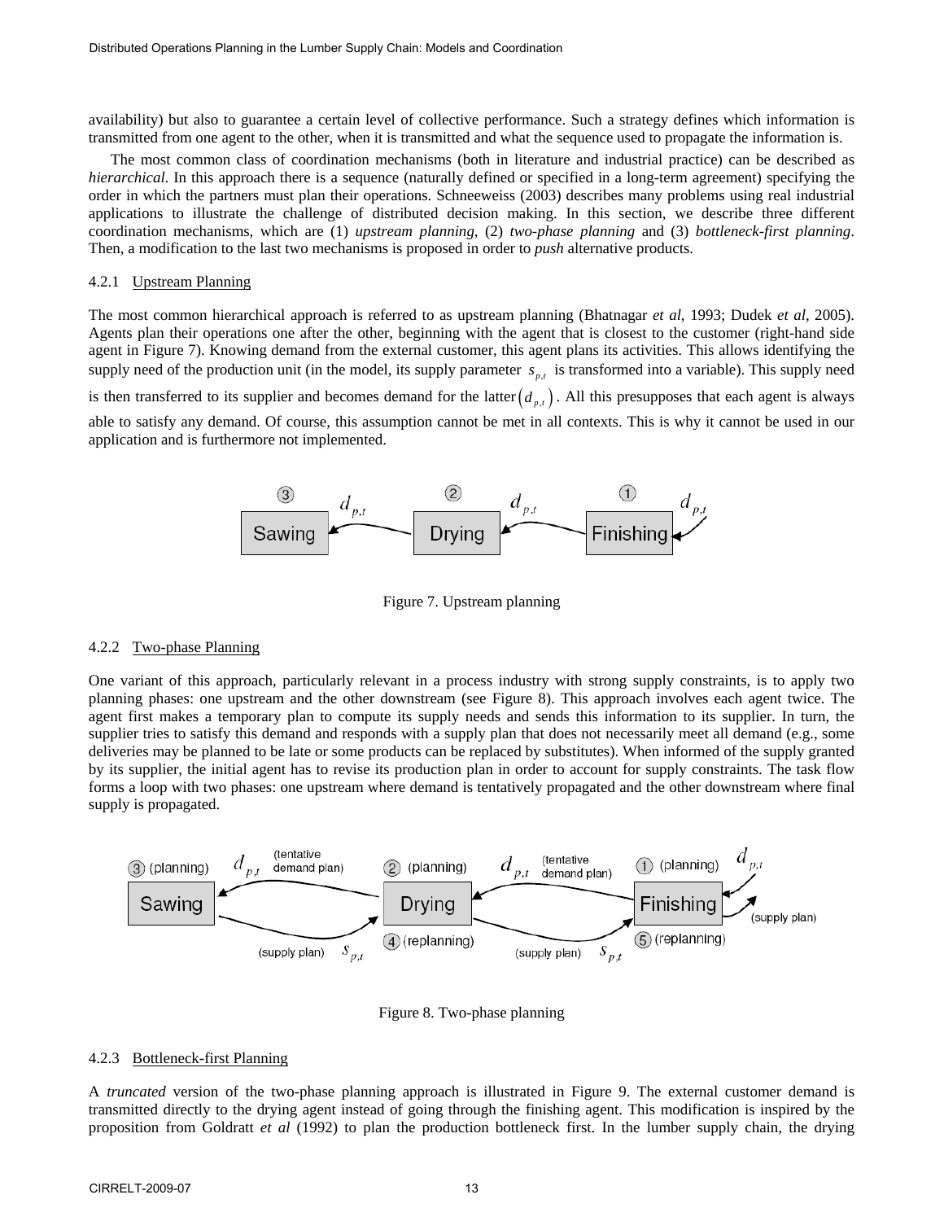availability) but also to guarantee a certain level of collective performance. Such a strategy defines which information is transmitted from one agent to the other, when it is transmitted and what the sequence used to propagate the information is.

The most common class of coordination mechanisms (both in literature and industrial practice) can be described as *hierarchical*. In this approach there is a sequence (naturally defined or specified in a long-term agreement) specifying the order in which the partners must plan their operations. Schneeweiss (2003) describes many problems using real industrial applications to illustrate the challenge of distributed decision making. In this section, we describe three different coordination mechanisms, which are (1) *upstream planning*, (2) *two-phase planning* and (3) *bottleneck-first planning*. Then, a modification to the last two mechanisms is proposed in order to *push* alternative products.

### 4.2.1 Upstream Planning

The most common hierarchical approach is referred to as upstream planning (Bhatnagar *et al*, 1993; Dudek *et al*, 2005). Agents plan their operations one after the other, beginning with the agent that is closest to the customer (right-hand side agent in Figure 7). Knowing demand from the external customer, this agent plans its activities. This allows identifying the supply need of the production unit (in the model, its supply parameter $s_{p,t}$ is transformed into a variable). This supply need is then transferred to its supplier and becomes demand for the latter $(d_{p,t})$. All this presupposes that each agent is always able to satisfy any demand. Of course, this assumption cannot be met in all contexts. This is why it cannot be used in our application and is furthermore not implemented.

③ Sawing
$d_{p,t}$
② Drying
$d_{p,t}$
① Finishing
$d_{p,t}$

Figure 7. Upstream planning

### 4.2.2 Two-phase Planning

One variant of this approach, particularly relevant in a process industry with strong supply constraints, is to apply two planning phases: one upstream and the other downstream (see Figure 8). This approach involves each agent twice. The agent first makes a temporary plan to compute its supply needs and sends this information to its supplier. In turn, the supplier tries to satisfy this demand and responds with a supply plan that does not necessarily meet all demand (e.g., some deliveries may be planned to be late or some products can be replaced by substitutes). When informed of the supply granted by its supplier, the initial agent has to revise its production plan in order to account for supply constraints. The task flow forms a loop with two phases: one upstream where demand is tentatively propagated and the other downstream where final supply is propagated.

③ (planning)
$d_{p,t}$ (tentative demand plan)
② (planning)
$d_{p,t}$ (tentative demand plan)
① (planning)
$d_{p,t}$
Sawing
Drying
Finishing
(supply plan)
(supply plan) $s_{p,t}$
④ (replanning)
(supply plan) $s_{p,t}$
⑤ (replanning)

Figure 8. Two-phase planning

### 4.2.3 Bottleneck-first Planning

A *truncated* version of the two-phase planning approach is illustrated in Figure 9. The external customer demand is transmitted directly to the drying agent instead of going through the finishing agent. This modification is inspired by the proposition from Goldratt *et al* (1992) to plan the production bottleneck first. In the lumber supply chain, the drying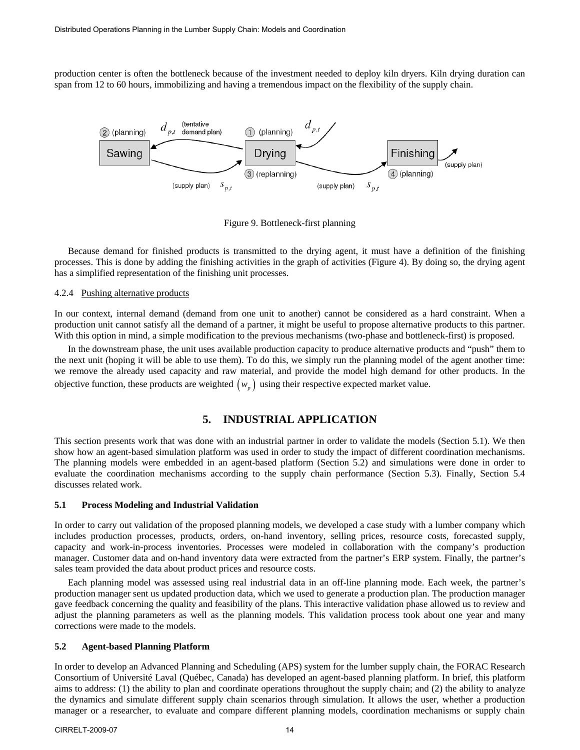production center is often the bottleneck because of the investment needed to deploy kiln dryers. Kiln drying duration can span from 12 to 60 hours, immobilizing and having a tremendous impact on the flexibility of the supply chain.

2 (planning)
Sawing
$d_{p,t}$ (tentative demand plan)
1 (planning)
Drying
$d_{p,t}$
3 (replanning)
(supply plan) $s_{p,t}$
Finishing
4 (planning)
(supply plan)
(supply plan) $s_{p,t}$

Figure 9. Bottleneck-first planning

Because demand for finished products is transmitted to the drying agent, it must have a definition of the finishing processes. This is done by adding the finishing activities in the graph of activities (Figure 4). By doing so, the drying agent has a simplified representation of the finishing unit processes.

#### 4.2.4 Pushing alternative products

In our context, internal demand (demand from one unit to another) cannot be considered as a hard constraint. When a production unit cannot satisfy all the demand of a partner, it might be useful to propose alternative products to this partner. With this option in mind, a simple modification to the previous mechanisms (two-phase and bottleneck-first) is proposed.

In the downstream phase, the unit uses available production capacity to produce alternative products and "push" them to the next unit (hoping it will be able to use them). To do this, we simply run the planning model of the agent another time: we remove the already used capacity and raw material, and provide the model high demand for other products. In the objective function, these products are weighted $\left(w_p\right)$ using their respective expected market value.

## 5. INDUSTRIAL APPLICATION

This section presents work that was done with an industrial partner in order to validate the models (Section 5.1). We then show how an agent-based simulation platform was used in order to study the impact of different coordination mechanisms. The planning models were embedded in an agent-based platform (Section 5.2) and simulations were done in order to evaluate the coordination mechanisms according to the supply chain performance (Section 5.3). Finally, Section 5.4 discusses related work.

### 5.1 Process Modeling and Industrial Validation

In order to carry out validation of the proposed planning models, we developed a case study with a lumber company which includes production processes, products, orders, on-hand inventory, selling prices, resource costs, forecasted supply, capacity and work-in-process inventories. Processes were modeled in collaboration with the company's production manager. Customer data and on-hand inventory data were extracted from the partner's ERP system. Finally, the partner's sales team provided the data about product prices and resource costs.

Each planning model was assessed using real industrial data in an off-line planning mode. Each week, the partner's production manager sent us updated production data, which we used to generate a production plan. The production manager gave feedback concerning the quality and feasibility of the plans. This interactive validation phase allowed us to review and adjust the planning parameters as well as the planning models. This validation process took about one year and many corrections were made to the models.

### 5.2 Agent-based Planning Platform

In order to develop an Advanced Planning and Scheduling (APS) system for the lumber supply chain, the FORAC Research Consortium of Université Laval (Québec, Canada) has developed an agent-based planning platform. In brief, this platform aims to address: (1) the ability to plan and coordinate operations throughout the supply chain; and (2) the ability to analyze the dynamics and simulate different supply chain scenarios through simulation. It allows the user, whether a production manager or a researcher, to evaluate and compare different planning models, coordination mechanisms or supply chain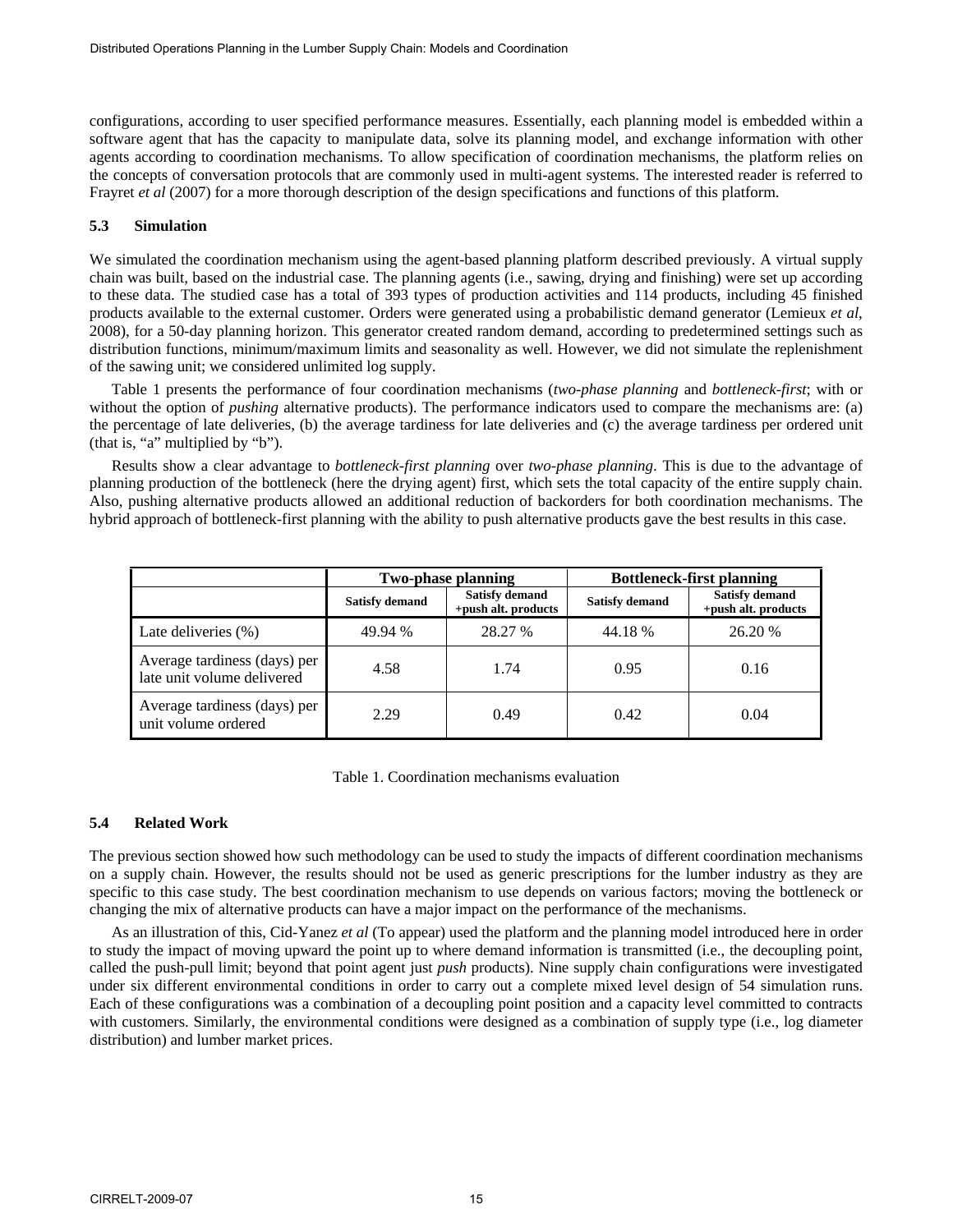configurations, according to user specified performance measures. Essentially, each planning model is embedded within a software agent that has the capacity to manipulate data, solve its planning model, and exchange information with other agents according to coordination mechanisms. To allow specification of coordination mechanisms, the platform relies on the concepts of conversation protocols that are commonly used in multi-agent systems. The interested reader is referred to Frayret *et al* (2007) for a more thorough description of the design specifications and functions of this platform.

### 5.3 Simulation

We simulated the coordination mechanism using the agent-based planning platform described previously. A virtual supply chain was built, based on the industrial case. The planning agents (i.e., sawing, drying and finishing) were set up according to these data. The studied case has a total of 393 types of production activities and 114 products, including 45 finished products available to the external customer. Orders were generated using a probabilistic demand generator (Lemieux *et al*, 2008), for a 50-day planning horizon. This generator created random demand, according to predetermined settings such as distribution functions, minimum/maximum limits and seasonality as well. However, we did not simulate the replenishment of the sawing unit; we considered unlimited log supply.

Table 1 presents the performance of four coordination mechanisms (*two-phase planning* and *bottleneck-first*; with or without the option of *pushing* alternative products). The performance indicators used to compare the mechanisms are: (a) the percentage of late deliveries, (b) the average tardiness for late deliveries and (c) the average tardiness per ordered unit (that is, "a" multiplied by "b").

Results show a clear advantage to *bottleneck-first planning* over *two-phase planning*. This is due to the advantage of planning production of the bottleneck (here the drying agent) first, which sets the total capacity of the entire supply chain. Also, pushing alternative products allowed an additional reduction of backorders for both coordination mechanisms. The hybrid approach of bottleneck-first planning with the ability to push alternative products gave the best results in this case.

| | **Two-phase planning** | | **Bottleneck-first planning** | |
|---|---|---|---|---|
| | **Satisfy demand** | **Satisfy demand +push alt. products** | **Satisfy demand** | **Satisfy demand +push alt. products** |
| Late deliveries (%) | 49.94 % | 28.27 % | 44.18 % | 26.20 % |
| Average tardiness (days) per late unit volume delivered | 4.58 | 1.74 | 0.95 | 0.16 |
| Average tardiness (days) per unit volume ordered | 2.29 | 0.49 | 0.42 | 0.04 |

Table 1. Coordination mechanisms evaluation

### 5.4 Related Work

The previous section showed how such methodology can be used to study the impacts of different coordination mechanisms on a supply chain. However, the results should not be used as generic prescriptions for the lumber industry as they are specific to this case study. The best coordination mechanism to use depends on various factors; moving the bottleneck or changing the mix of alternative products can have a major impact on the performance of the mechanisms.

As an illustration of this, Cid-Yanez *et al* (To appear) used the platform and the planning model introduced here in order to study the impact of moving upward the point up to where demand information is transmitted (i.e., the decoupling point, called the push-pull limit; beyond that point agent just *push* products). Nine supply chain configurations were investigated under six different environmental conditions in order to carry out a complete mixed level design of 54 simulation runs. Each of these configurations was a combination of a decoupling point position and a capacity level committed to contracts with customers. Similarly, the environmental conditions were designed as a combination of supply type (i.e., log diameter distribution) and lumber market prices.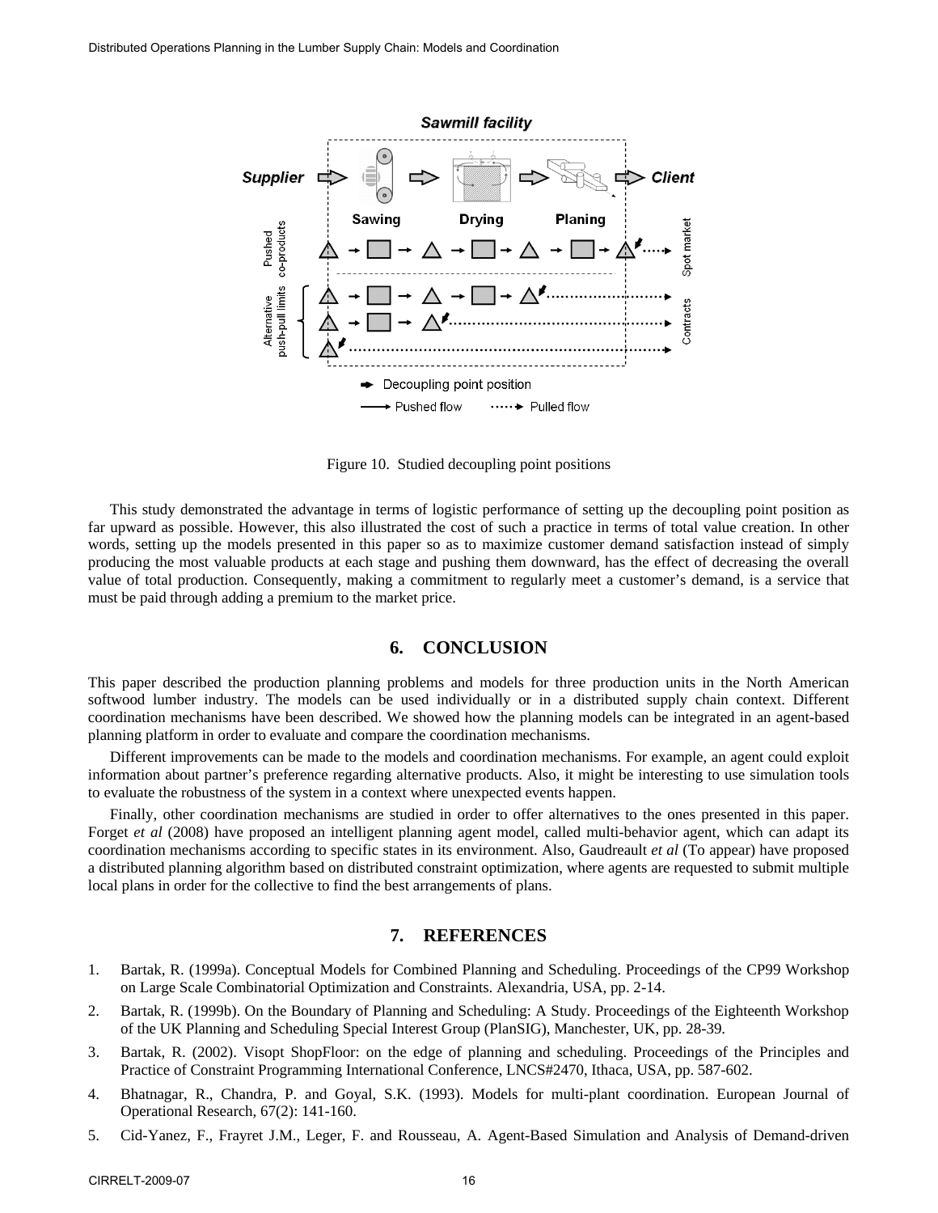Sawmill facility

Supplier

Client

Sawing

Drying

Planing

Pushed co-products

Spot market

Alternative push-pull limits

Contracts

Decoupling point position

Pushed flow

Pulled flow

Figure 10. Studied decoupling point positions

This study demonstrated the advantage in terms of logistic performance of setting up the decoupling point position as far upward as possible. However, this also illustrated the cost of such a practice in terms of total value creation. In other words, setting up the models presented in this paper so as to maximize customer demand satisfaction instead of simply producing the most valuable products at each stage and pushing them downward, has the effect of decreasing the overall value of total production. Consequently, making a commitment to regularly meet a customer's demand, is a service that must be paid through adding a premium to the market price.

## 6. CONCLUSION

This paper described the production planning problems and models for three production units in the North American softwood lumber industry. The models can be used individually or in a distributed supply chain context. Different coordination mechanisms have been described. We showed how the planning models can be integrated in an agent-based planning platform in order to evaluate and compare the coordination mechanisms.

Different improvements can be made to the models and coordination mechanisms. For example, an agent could exploit information about partner's preference regarding alternative products. Also, it might be interesting to use simulation tools to evaluate the robustness of the system in a context where unexpected events happen.

Finally, other coordination mechanisms are studied in order to offer alternatives to the ones presented in this paper. Forget *et al* (2008) have proposed an intelligent planning agent model, called multi-behavior agent, which can adapt its coordination mechanisms according to specific states in its environment. Also, Gaudreault *et al* (To appear) have proposed a distributed planning algorithm based on distributed constraint optimization, where agents are requested to submit multiple local plans in order for the collective to find the best arrangements of plans.

## 7. REFERENCES

1. Bartak, R. (1999a). Conceptual Models for Combined Planning and Scheduling. Proceedings of the CP99 Workshop on Large Scale Combinatorial Optimization and Constraints. Alexandria, USA, pp. 2-14.
2. Bartak, R. (1999b). On the Boundary of Planning and Scheduling: A Study. Proceedings of the Eighteenth Workshop of the UK Planning and Scheduling Special Interest Group (PlanSIG), Manchester, UK, pp. 28-39.
3. Bartak, R. (2002). Visopt ShopFloor: on the edge of planning and scheduling. Proceedings of the Principles and Practice of Constraint Programming International Conference, LNCS#2470, Ithaca, USA, pp. 587-602.
4. Bhatnagar, R., Chandra, P. and Goyal, S.K. (1993). Models for multi-plant coordination. European Journal of Operational Research, 67(2): 141-160.
5. Cid-Yanez, F., Frayret J.M., Leger, F. and Rousseau, A. Agent-Based Simulation and Analysis of Demand-driven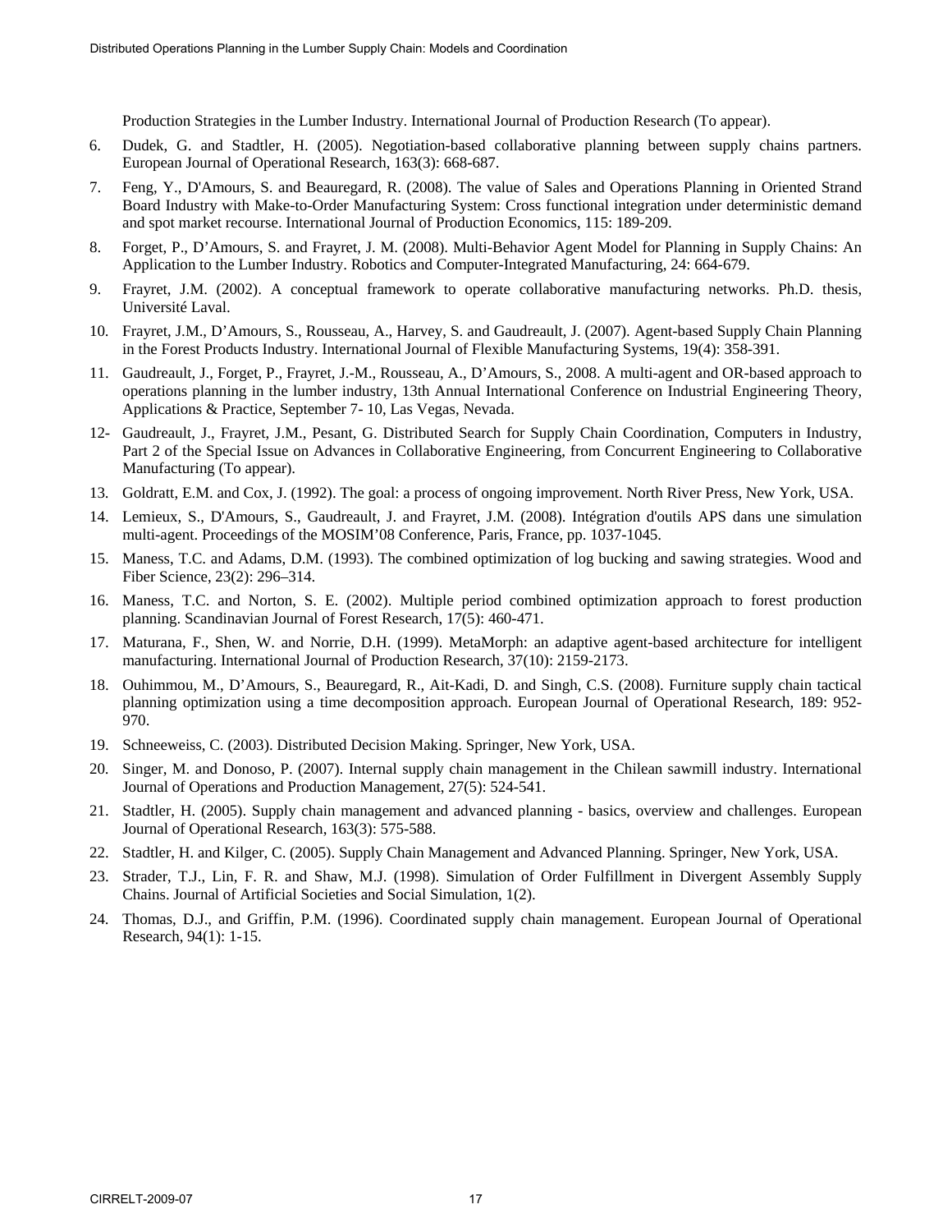Production Strategies in the Lumber Industry. International Journal of Production Research (To appear).

6. Dudek, G. and Stadtler, H. (2005). Negotiation-based collaborative planning between supply chains partners. European Journal of Operational Research, 163(3): 668-687.
7. Feng, Y., D'Amours, S. and Beauregard, R. (2008). The value of Sales and Operations Planning in Oriented Strand Board Industry with Make-to-Order Manufacturing System: Cross functional integration under deterministic demand and spot market recourse. International Journal of Production Economics, 115: 189-209.
8. Forget, P., D'Amours, S. and Frayret, J. M. (2008). Multi-Behavior Agent Model for Planning in Supply Chains: An Application to the Lumber Industry. Robotics and Computer-Integrated Manufacturing, 24: 664-679.
9. Frayret, J.M. (2002). A conceptual framework to operate collaborative manufacturing networks. Ph.D. thesis, Université Laval.
10. Frayret, J.M., D'Amours, S., Rousseau, A., Harvey, S. and Gaudreault, J. (2007). Agent-based Supply Chain Planning in the Forest Products Industry. International Journal of Flexible Manufacturing Systems, 19(4): 358-391.
11. Gaudreault, J., Forget, P., Frayret, J.-M., Rousseau, A., D'Amours, S., 2008. A multi-agent and OR-based approach to operations planning in the lumber industry, 13th Annual International Conference on Industrial Engineering Theory, Applications & Practice, September 7- 10, Las Vegas, Nevada.
12- Gaudreault, J., Frayret, J.M., Pesant, G. Distributed Search for Supply Chain Coordination, Computers in Industry, Part 2 of the Special Issue on Advances in Collaborative Engineering, from Concurrent Engineering to Collaborative Manufacturing (To appear).
13. Goldratt, E.M. and Cox, J. (1992). The goal: a process of ongoing improvement. North River Press, New York, USA.
14. Lemieux, S., D'Amours, S., Gaudreault, J. and Frayret, J.M. (2008). Intégration d'outils APS dans une simulation multi-agent. Proceedings of the MOSIM'08 Conference, Paris, France, pp. 1037-1045.
15. Maness, T.C. and Adams, D.M. (1993). The combined optimization of log bucking and sawing strategies. Wood and Fiber Science, 23(2): 296–314.
16. Maness, T.C. and Norton, S. E. (2002). Multiple period combined optimization approach to forest production planning. Scandinavian Journal of Forest Research, 17(5): 460-471.
17. Maturana, F., Shen, W. and Norrie, D.H. (1999). MetaMorph: an adaptive agent-based architecture for intelligent manufacturing. International Journal of Production Research, 37(10): 2159-2173.
18. Ouhimmou, M., D'Amours, S., Beauregard, R., Ait-Kadi, D. and Singh, C.S. (2008). Furniture supply chain tactical planning optimization using a time decomposition approach. European Journal of Operational Research, 189: 952-970.
19. Schneeweiss, C. (2003). Distributed Decision Making. Springer, New York, USA.
20. Singer, M. and Donoso, P. (2007). Internal supply chain management in the Chilean sawmill industry. International Journal of Operations and Production Management, 27(5): 524-541.
21. Stadtler, H. (2005). Supply chain management and advanced planning - basics, overview and challenges. European Journal of Operational Research, 163(3): 575-588.
22. Stadtler, H. and Kilger, C. (2005). Supply Chain Management and Advanced Planning. Springer, New York, USA.
23. Strader, T.J., Lin, F. R. and Shaw, M.J. (1998). Simulation of Order Fulfillment in Divergent Assembly Supply Chains. Journal of Artificial Societies and Social Simulation, 1(2).
24. Thomas, D.J., and Griffin, P.M. (1996). Coordinated supply chain management. European Journal of Operational Research, 94(1): 1-15.